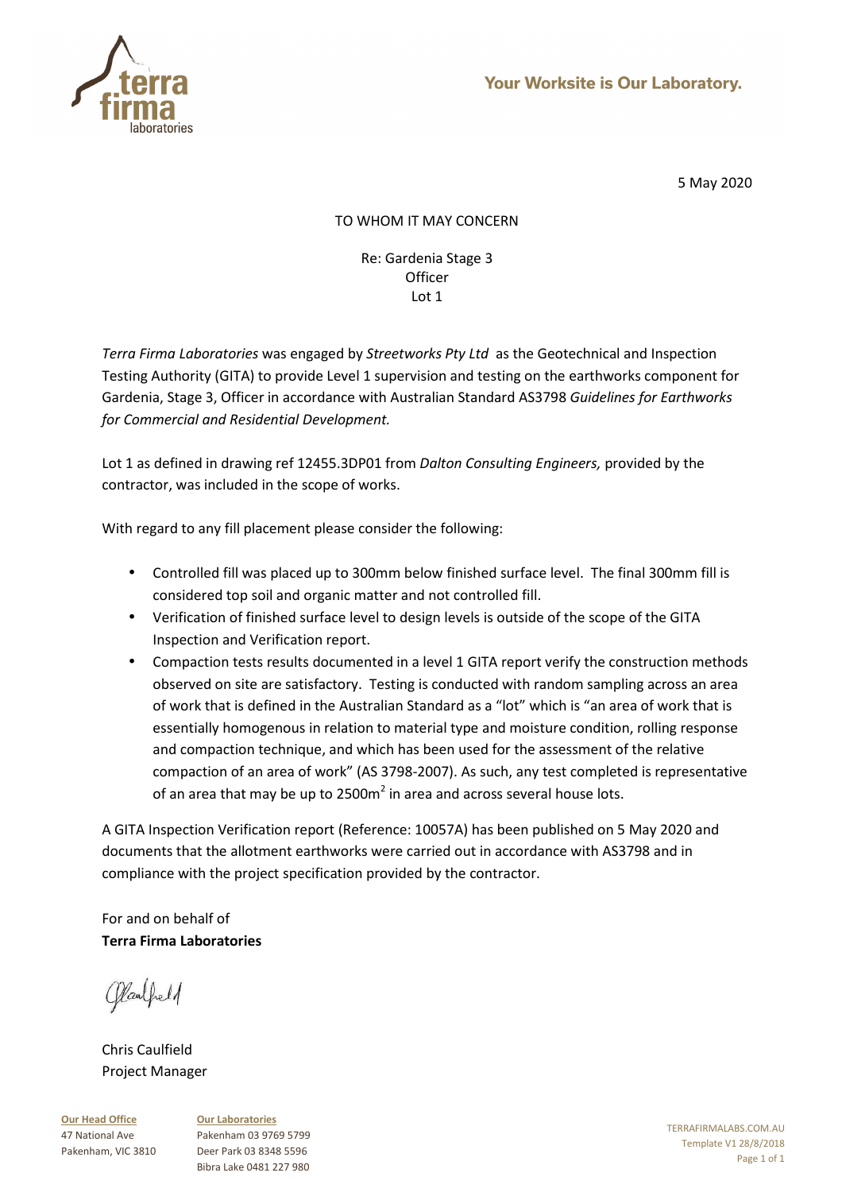Your Worksite is Our Laboratory.

5 May 2020

TO WHOM IT MAY CONCERN

Re: Gardenia Stage 3
Officer
Lot 1

*Terra Firma Laboratories* was engaged by *Streetworks Pty Ltd* as the Geotechnical and Inspection Testing Authority (GITA) to provide Level 1 supervision and testing on the earthworks component for Gardenia, Stage 3, Officer in accordance with Australian Standard AS3798 *Guidelines for Earthworks for Commercial and Residential Development.*

Lot 1 as defined in drawing ref 12455.3DP01 from *Dalton Consulting Engineers,* provided by the contractor, was included in the scope of works.

With regard to any fill placement please consider the following:

- Controlled fill was placed up to 300mm below finished surface level. The final 300mm fill is considered top soil and organic matter and not controlled fill.
- Verification of finished surface level to design levels is outside of the scope of the GITA Inspection and Verification report.
- Compaction tests results documented in a level 1 GITA report verify the construction methods observed on site are satisfactory. Testing is conducted with random sampling across an area of work that is defined in the Australian Standard as a "lot" which is "an area of work that is essentially homogenous in relation to material type and moisture condition, rolling response and compaction technique, and which has been used for the assessment of the relative compaction of an area of work" (AS 3798-2007). As such, any test completed is representative of an area that may be up to 2500m$^2$ in area and across several house lots.

A GITA Inspection Verification report (Reference: 10057A) has been published on 5 May 2020 and documents that the allotment earthworks were carried out in accordance with AS3798 and in compliance with the project specification provided by the contractor.

For and on behalf of
**Terra Firma Laboratories**

Chris Caulfield
Project Manager

**Our Head Office**
47 National Ave
Pakenham, VIC 3810

**Our Laboratories**
Pakenham 03 9769 5799
Deer Park 03 8348 5596
Bibra Lake 0481 227 980

TERRAFIRMALABS.COM.AU
Template V1 28/8/2018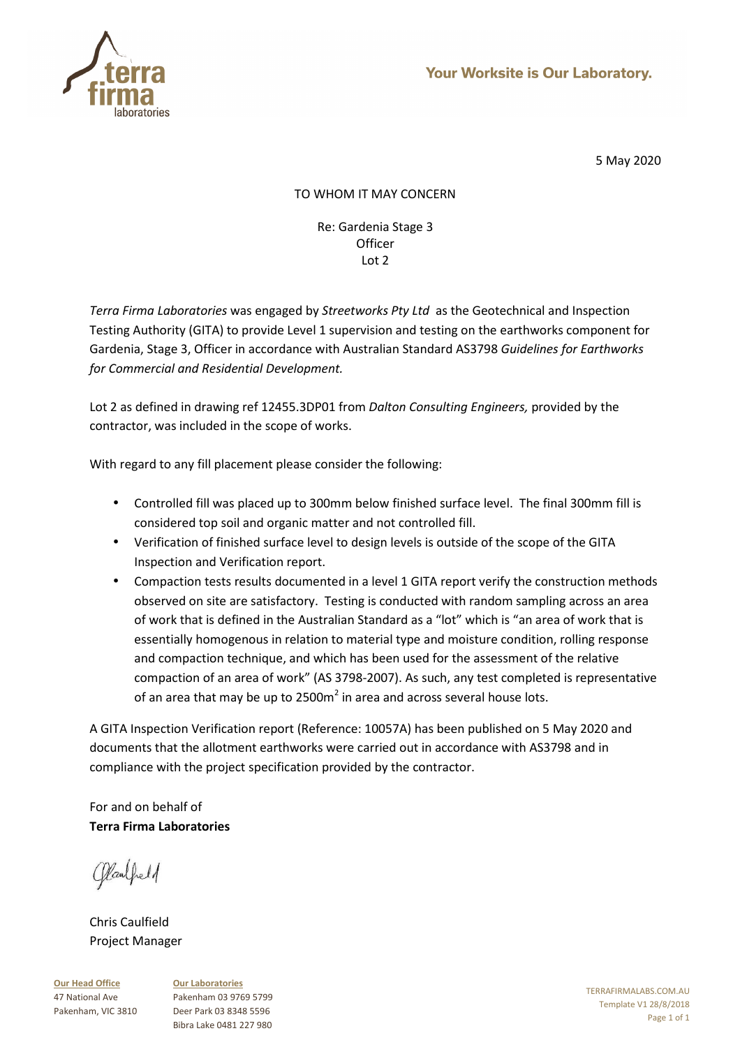5 May 2020

TO WHOM IT MAY CONCERN

Re: Gardenia Stage 3
Officer
Lot 2

*Terra Firma Laboratories* was engaged by *Streetworks Pty Ltd* as the Geotechnical and Inspection Testing Authority (GITA) to provide Level 1 supervision and testing on the earthworks component for Gardenia, Stage 3, Officer in accordance with Australian Standard AS3798 *Guidelines for Earthworks for Commercial and Residential Development.*

Lot 2 as defined in drawing ref 12455.3DP01 from *Dalton Consulting Engineers,* provided by the contractor, was included in the scope of works.

With regard to any fill placement please consider the following:

- Controlled fill was placed up to 300mm below finished surface level. The final 300mm fill is considered top soil and organic matter and not controlled fill.
- Verification of finished surface level to design levels is outside of the scope of the GITA Inspection and Verification report.
- Compaction tests results documented in a level 1 GITA report verify the construction methods observed on site are satisfactory. Testing is conducted with random sampling across an area of work that is defined in the Australian Standard as a "lot" which is "an area of work that is essentially homogenous in relation to material type and moisture condition, rolling response and compaction technique, and which has been used for the assessment of the relative compaction of an area of work" (AS 3798-2007). As such, any test completed is representative of an area that may be up to 2500m$^2$ in area and across several house lots.

A GITA Inspection Verification report (Reference: 10057A) has been published on 5 May 2020 and documents that the allotment earthworks were carried out in accordance with AS3798 and in compliance with the project specification provided by the contractor.

For and on behalf of
**Terra Firma Laboratories**

Chris Caulfield
Project Manager

**Our Head Office**
47 National Ave
Pakenham, VIC 3810

**Our Laboratories**
Pakenham 03 9769 5799
Deer Park 03 8348 5596
Bibra Lake 0481 227 980

TERRAFIRMALABS.COM.AU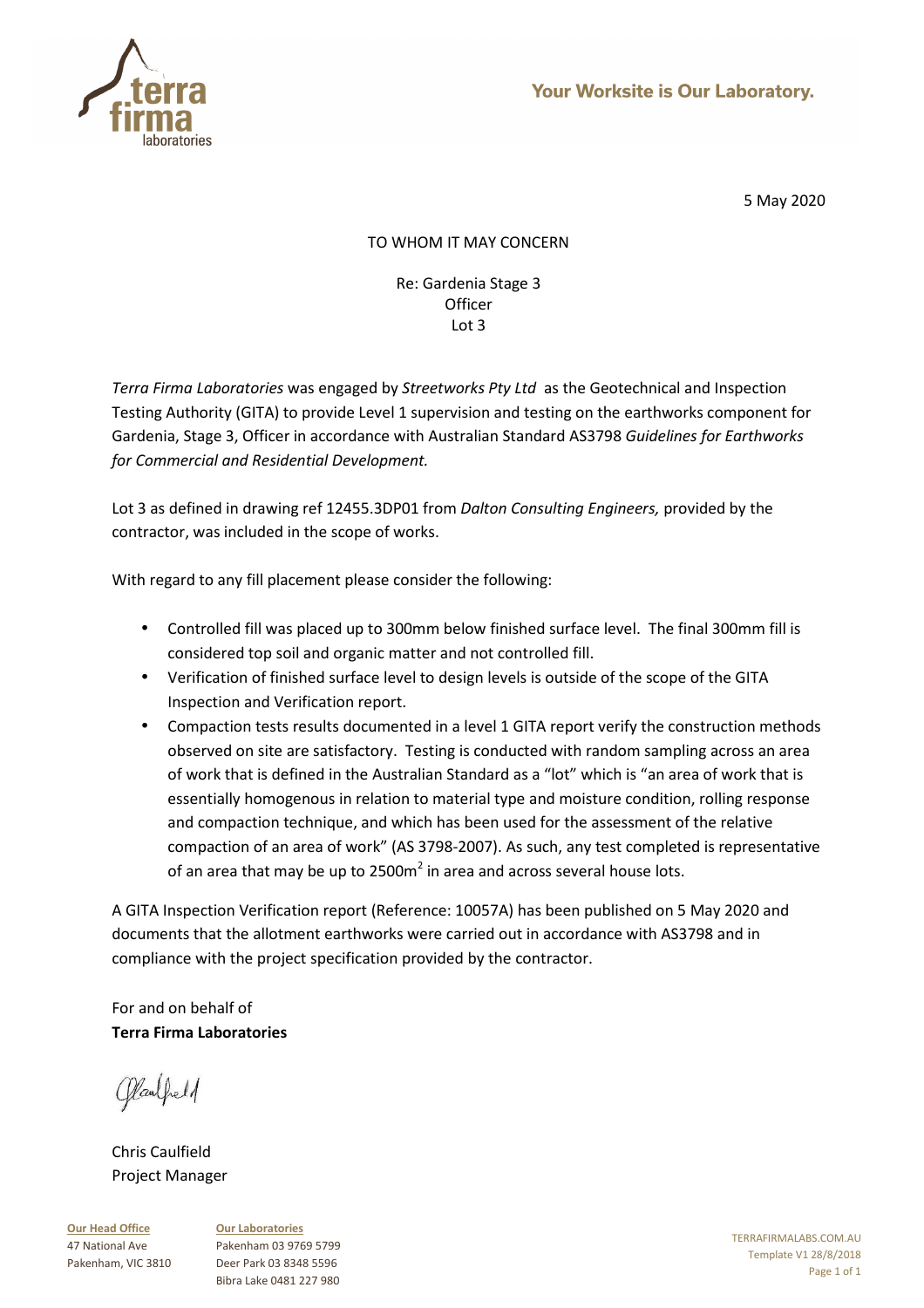5 May 2020

TO WHOM IT MAY CONCERN

Re: Gardenia Stage 3
Officer
Lot 3

*Terra Firma Laboratories* was engaged by *Streetworks Pty Ltd* as the Geotechnical and Inspection Testing Authority (GITA) to provide Level 1 supervision and testing on the earthworks component for Gardenia, Stage 3, Officer in accordance with Australian Standard AS3798 *Guidelines for Earthworks for Commercial and Residential Development.*

Lot 3 as defined in drawing ref 12455.3DP01 from *Dalton Consulting Engineers,* provided by the contractor, was included in the scope of works.

With regard to any fill placement please consider the following:

- Controlled fill was placed up to 300mm below finished surface level. The final 300mm fill is considered top soil and organic matter and not controlled fill.
- Verification of finished surface level to design levels is outside of the scope of the GITA Inspection and Verification report.
- Compaction tests results documented in a level 1 GITA report verify the construction methods observed on site are satisfactory. Testing is conducted with random sampling across an area of work that is defined in the Australian Standard as a "lot" which is "an area of work that is essentially homogenous in relation to material type and moisture condition, rolling response and compaction technique, and which has been used for the assessment of the relative compaction of an area of work" (AS 3798-2007). As such, any test completed is representative of an area that may be up to 2500m$^2$ in area and across several house lots.

A GITA Inspection Verification report (Reference: 10057A) has been published on 5 May 2020 and documents that the allotment earthworks were carried out in accordance with AS3798 and in compliance with the project specification provided by the contractor.

For and on behalf of
**Terra Firma Laboratories**

Chris Caulfield
Project Manager

**Our Head Office**
47 National Ave
Pakenham, VIC 3810

**Our Laboratories**
Pakenham 03 9769 5799
Deer Park 03 8348 5596
Bibra Lake 0481 227 980

TERRAFIRMALABS.COM.AU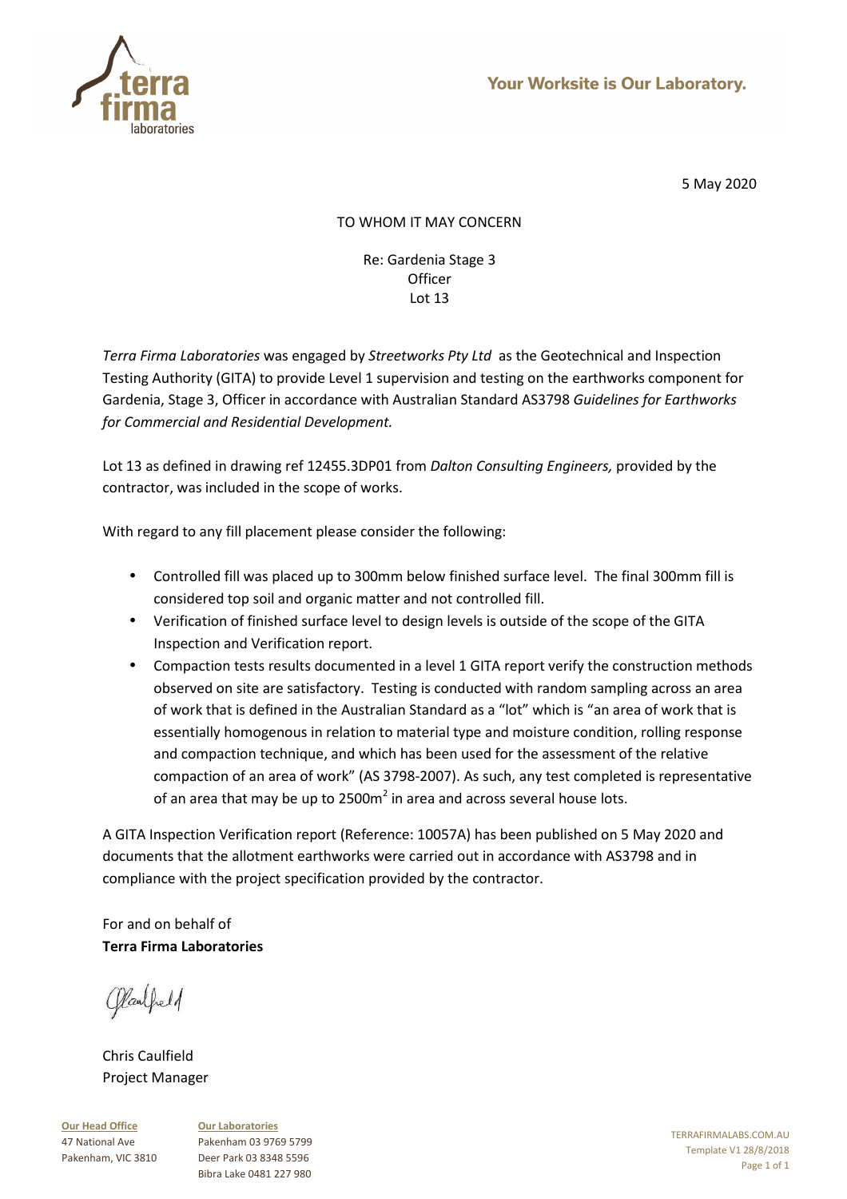5 May 2020

TO WHOM IT MAY CONCERN

Re: Gardenia Stage 3
Officer
Lot 13

*Terra Firma Laboratories* was engaged by *Streetworks Pty Ltd* as the Geotechnical and Inspection Testing Authority (GITA) to provide Level 1 supervision and testing on the earthworks component for Gardenia, Stage 3, Officer in accordance with Australian Standard AS3798 *Guidelines for Earthworks for Commercial and Residential Development.*

Lot 13 as defined in drawing ref 12455.3DP01 from *Dalton Consulting Engineers,* provided by the contractor, was included in the scope of works.

With regard to any fill placement please consider the following:

- Controlled fill was placed up to 300mm below finished surface level. The final 300mm fill is considered top soil and organic matter and not controlled fill.
- Verification of finished surface level to design levels is outside of the scope of the GITA Inspection and Verification report.
- Compaction tests results documented in a level 1 GITA report verify the construction methods observed on site are satisfactory. Testing is conducted with random sampling across an area of work that is defined in the Australian Standard as a "lot" which is "an area of work that is essentially homogenous in relation to material type and moisture condition, rolling response and compaction technique, and which has been used for the assessment of the relative compaction of an area of work" (AS 3798-2007). As such, any test completed is representative of an area that may be up to 2500m$^2$ in area and across several house lots.

A GITA Inspection Verification report (Reference: 10057A) has been published on 5 May 2020 and documents that the allotment earthworks were carried out in accordance with AS3798 and in compliance with the project specification provided by the contractor.

For and on behalf of
**Terra Firma Laboratories**

Chris Caulfield
Project Manager

**Our Head Office**
47 National Ave
Pakenham, VIC 3810

**Our Laboratories**
Pakenham 03 9769 5799
Deer Park 03 8348 5596
Bibra Lake 0481 227 980

TERRAFIRMALABS.COM.AU
Template V1 28/8/2018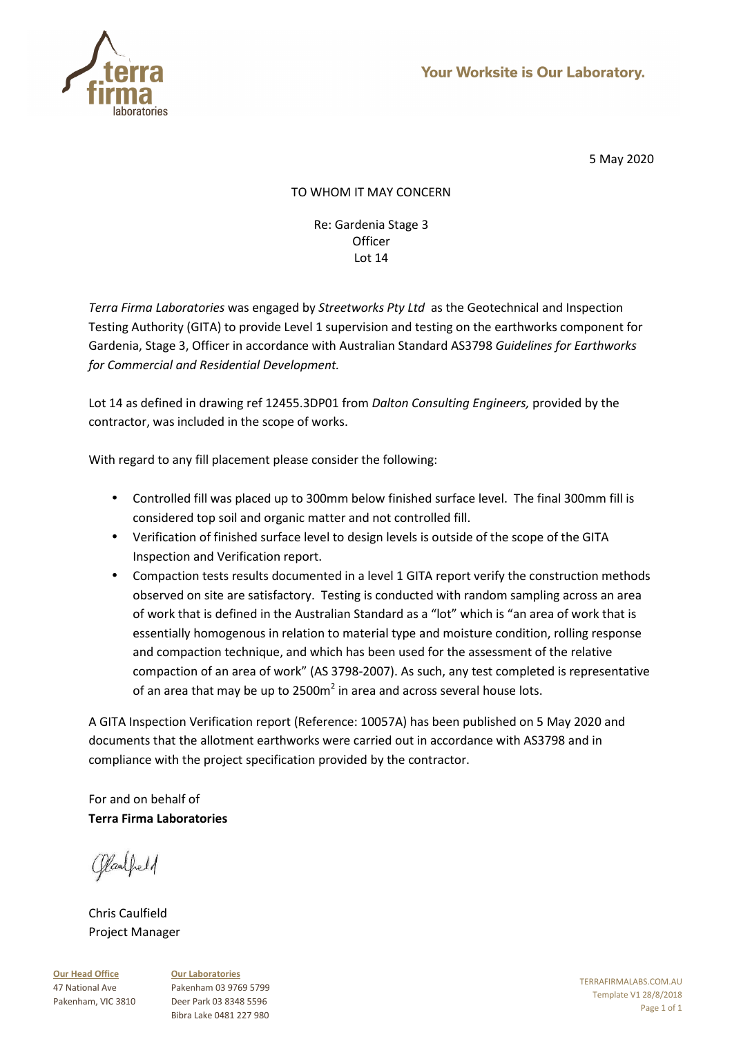Your Worksite is Our Laboratory.

5 May 2020

TO WHOM IT MAY CONCERN

Re: Gardenia Stage 3
Officer
Lot 14

*Terra Firma Laboratories* was engaged by *Streetworks Pty Ltd* as the Geotechnical and Inspection Testing Authority (GITA) to provide Level 1 supervision and testing on the earthworks component for Gardenia, Stage 3, Officer in accordance with Australian Standard AS3798 *Guidelines for Earthworks for Commercial and Residential Development.*

Lot 14 as defined in drawing ref 12455.3DP01 from *Dalton Consulting Engineers,* provided by the contractor, was included in the scope of works.

With regard to any fill placement please consider the following:

- Controlled fill was placed up to 300mm below finished surface level. The final 300mm fill is considered top soil and organic matter and not controlled fill.
- Verification of finished surface level to design levels is outside of the scope of the GITA Inspection and Verification report.
- Compaction tests results documented in a level 1 GITA report verify the construction methods observed on site are satisfactory. Testing is conducted with random sampling across an area of work that is defined in the Australian Standard as a "lot" which is "an area of work that is essentially homogenous in relation to material type and moisture condition, rolling response and compaction technique, and which has been used for the assessment of the relative compaction of an area of work" (AS 3798-2007). As such, any test completed is representative of an area that may be up to 2500m$^2$ in area and across several house lots.

A GITA Inspection Verification report (Reference: 10057A) has been published on 5 May 2020 and documents that the allotment earthworks were carried out in accordance with AS3798 and in compliance with the project specification provided by the contractor.

For and on behalf of
**Terra Firma Laboratories**

Chris Caulfield
Project Manager

**Our Head Office**
47 National Ave
Pakenham, VIC 3810

**Our Laboratories**
Pakenham 03 9769 5799
Deer Park 03 8348 5596
Bibra Lake 0481 227 980

TERRAFIRMALABS.COM.AU
Template V1 28/8/2018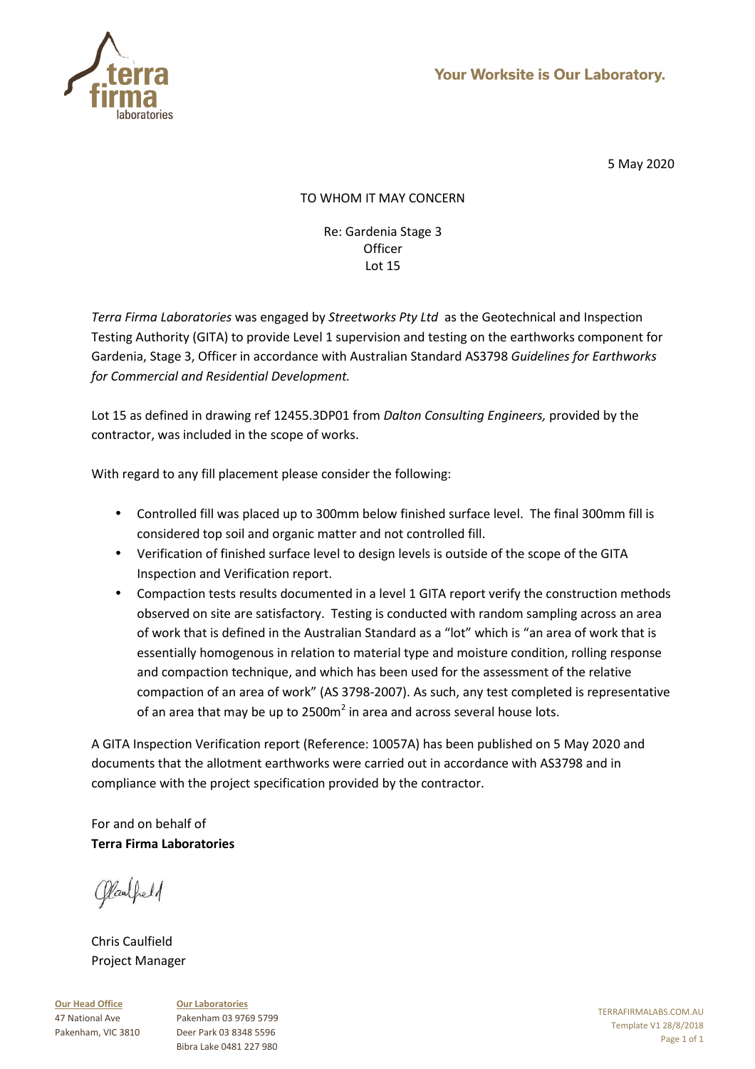5 May 2020

TO WHOM IT MAY CONCERN

Re: Gardenia Stage 3
Officer
Lot 15

*Terra Firma Laboratories* was engaged by *Streetworks Pty Ltd* as the Geotechnical and Inspection Testing Authority (GITA) to provide Level 1 supervision and testing on the earthworks component for Gardenia, Stage 3, Officer in accordance with Australian Standard AS3798 *Guidelines for Earthworks for Commercial and Residential Development.*

Lot 15 as defined in drawing ref 12455.3DP01 from *Dalton Consulting Engineers,* provided by the contractor, was included in the scope of works.

With regard to any fill placement please consider the following:

- Controlled fill was placed up to 300mm below finished surface level. The final 300mm fill is considered top soil and organic matter and not controlled fill.
- Verification of finished surface level to design levels is outside of the scope of the GITA Inspection and Verification report.
- Compaction tests results documented in a level 1 GITA report verify the construction methods observed on site are satisfactory. Testing is conducted with random sampling across an area of work that is defined in the Australian Standard as a "lot" which is "an area of work that is essentially homogenous in relation to material type and moisture condition, rolling response and compaction technique, and which has been used for the assessment of the relative compaction of an area of work" (AS 3798-2007). As such, any test completed is representative of an area that may be up to 2500m$^2$ in area and across several house lots.

A GITA Inspection Verification report (Reference: 10057A) has been published on 5 May 2020 and documents that the allotment earthworks were carried out in accordance with AS3798 and in compliance with the project specification provided by the contractor.

For and on behalf of
**Terra Firma Laboratories**

Chris Caulfield
Project Manager

**Our Head Office**
47 National Ave
Pakenham, VIC 3810

**Our Laboratories**
Pakenham 03 9769 5799
Deer Park 03 8348 5596
Bibra Lake 0481 227 980

TERRAFIRMALABS.COM.AU
Template V1 28/8/2018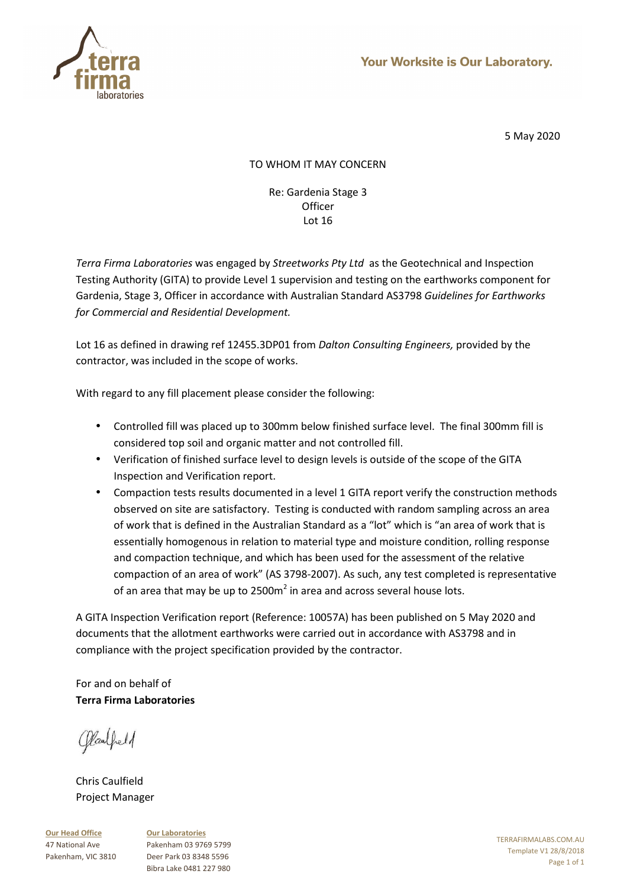Your Worksite is Our Laboratory.

5 May 2020

TO WHOM IT MAY CONCERN

Re: Gardenia Stage 3
Officer
Lot 16

*Terra Firma Laboratories* was engaged by *Streetworks Pty Ltd* as the Geotechnical and Inspection Testing Authority (GITA) to provide Level 1 supervision and testing on the earthworks component for Gardenia, Stage 3, Officer in accordance with Australian Standard AS3798 *Guidelines for Earthworks for Commercial and Residential Development.*

Lot 16 as defined in drawing ref 12455.3DP01 from *Dalton Consulting Engineers,* provided by the contractor, was included in the scope of works.

With regard to any fill placement please consider the following:

- Controlled fill was placed up to 300mm below finished surface level. The final 300mm fill is considered top soil and organic matter and not controlled fill.
- Verification of finished surface level to design levels is outside of the scope of the GITA Inspection and Verification report.
- Compaction tests results documented in a level 1 GITA report verify the construction methods observed on site are satisfactory. Testing is conducted with random sampling across an area of work that is defined in the Australian Standard as a "lot" which is "an area of work that is essentially homogenous in relation to material type and moisture condition, rolling response and compaction technique, and which has been used for the assessment of the relative compaction of an area of work" (AS 3798-2007). As such, any test completed is representative of an area that may be up to 2500m$^2$ in area and across several house lots.

A GITA Inspection Verification report (Reference: 10057A) has been published on 5 May 2020 and documents that the allotment earthworks were carried out in accordance with AS3798 and in compliance with the project specification provided by the contractor.

For and on behalf of
**Terra Firma Laboratories**

Chris Caulfield
Project Manager

**Our Head Office**
47 National Ave
Pakenham, VIC 3810

**Our Laboratories**
Pakenham 03 9769 5799
Deer Park 03 8348 5596
Bibra Lake 0481 227 980

TERRAFIRMALABS.COM.AU
Template V1 28/8/2018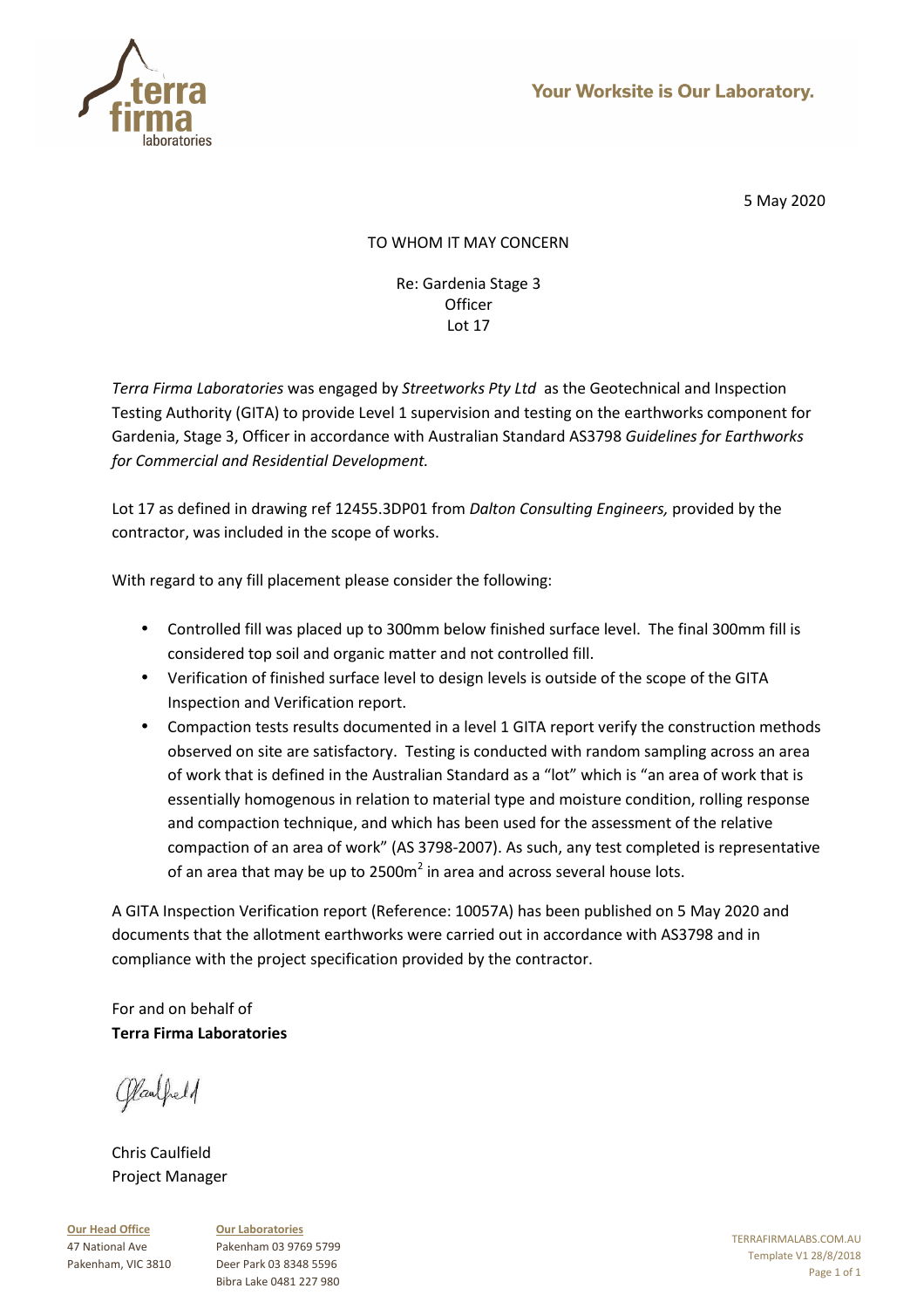5 May 2020

TO WHOM IT MAY CONCERN

Re: Gardenia Stage 3
Officer
Lot 17

*Terra Firma Laboratories* was engaged by *Streetworks Pty Ltd* as the Geotechnical and Inspection Testing Authority (GITA) to provide Level 1 supervision and testing on the earthworks component for Gardenia, Stage 3, Officer in accordance with Australian Standard AS3798 *Guidelines for Earthworks for Commercial and Residential Development.*

Lot 17 as defined in drawing ref 12455.3DP01 from *Dalton Consulting Engineers,* provided by the contractor, was included in the scope of works.

With regard to any fill placement please consider the following:

- Controlled fill was placed up to 300mm below finished surface level. The final 300mm fill is considered top soil and organic matter and not controlled fill.
- Verification of finished surface level to design levels is outside of the scope of the GITA Inspection and Verification report.
- Compaction tests results documented in a level 1 GITA report verify the construction methods observed on site are satisfactory. Testing is conducted with random sampling across an area of work that is defined in the Australian Standard as a "lot" which is "an area of work that is essentially homogenous in relation to material type and moisture condition, rolling response and compaction technique, and which has been used for the assessment of the relative compaction of an area of work" (AS 3798-2007). As such, any test completed is representative of an area that may be up to 2500m$^2$ in area and across several house lots.

A GITA Inspection Verification report (Reference: 10057A) has been published on 5 May 2020 and documents that the allotment earthworks were carried out in accordance with AS3798 and in compliance with the project specification provided by the contractor.

For and on behalf of
**Terra Firma Laboratories**

Chris Caulfield
Project Manager

**Our Head Office**
47 National Ave
Pakenham, VIC 3810

**Our Laboratories**
Pakenham 03 9769 5799
Deer Park 03 8348 5596
Bibra Lake 0481 227 980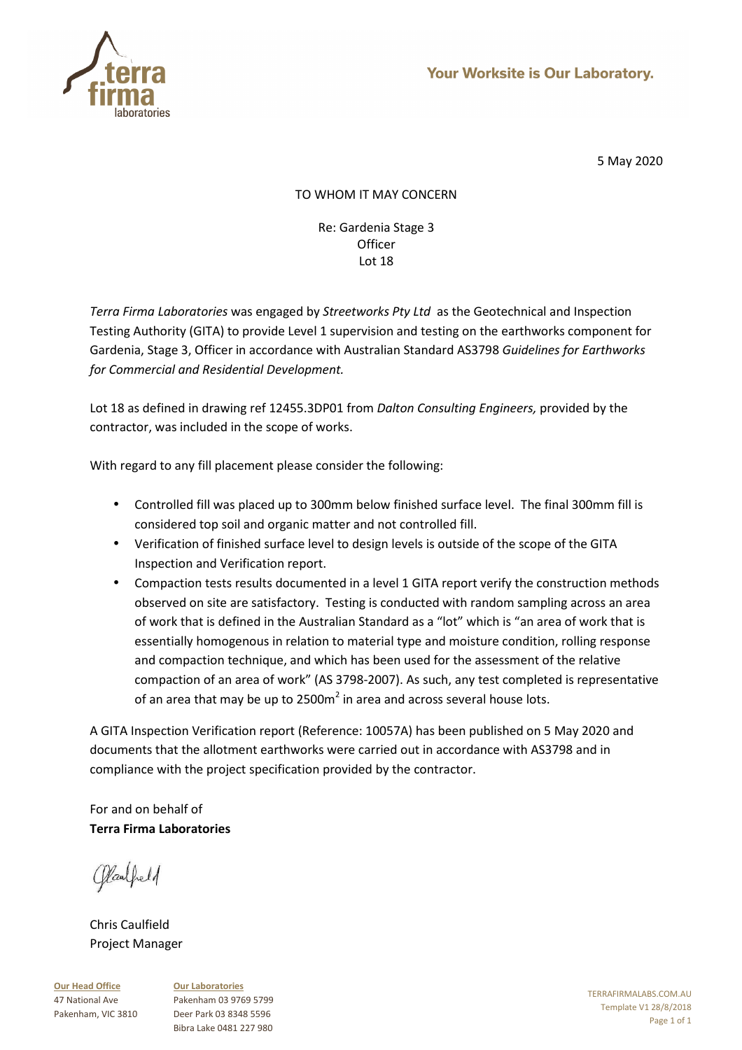5 May 2020

TO WHOM IT MAY CONCERN

Re: Gardenia Stage 3
Officer
Lot 18

*Terra Firma Laboratories* was engaged by *Streetworks Pty Ltd* as the Geotechnical and Inspection Testing Authority (GITA) to provide Level 1 supervision and testing on the earthworks component for Gardenia, Stage 3, Officer in accordance with Australian Standard AS3798 *Guidelines for Earthworks for Commercial and Residential Development.*

Lot 18 as defined in drawing ref 12455.3DP01 from *Dalton Consulting Engineers,* provided by the contractor, was included in the scope of works.

With regard to any fill placement please consider the following:

- Controlled fill was placed up to 300mm below finished surface level. The final 300mm fill is considered top soil and organic matter and not controlled fill.
- Verification of finished surface level to design levels is outside of the scope of the GITA Inspection and Verification report.
- Compaction tests results documented in a level 1 GITA report verify the construction methods observed on site are satisfactory. Testing is conducted with random sampling across an area of work that is defined in the Australian Standard as a "lot" which is "an area of work that is essentially homogenous in relation to material type and moisture condition, rolling response and compaction technique, and which has been used for the assessment of the relative compaction of an area of work" (AS 3798-2007). As such, any test completed is representative of an area that may be up to 2500m$^2$ in area and across several house lots.

A GITA Inspection Verification report (Reference: 10057A) has been published on 5 May 2020 and documents that the allotment earthworks were carried out in accordance with AS3798 and in compliance with the project specification provided by the contractor.

For and on behalf of
**Terra Firma Laboratories**

Chris Caulfield
Project Manager

**Our Head Office**
47 National Ave
Pakenham, VIC 3810

**Our Laboratories**
Pakenham 03 9769 5799
Deer Park 03 8348 5596
Bibra Lake 0481 227 980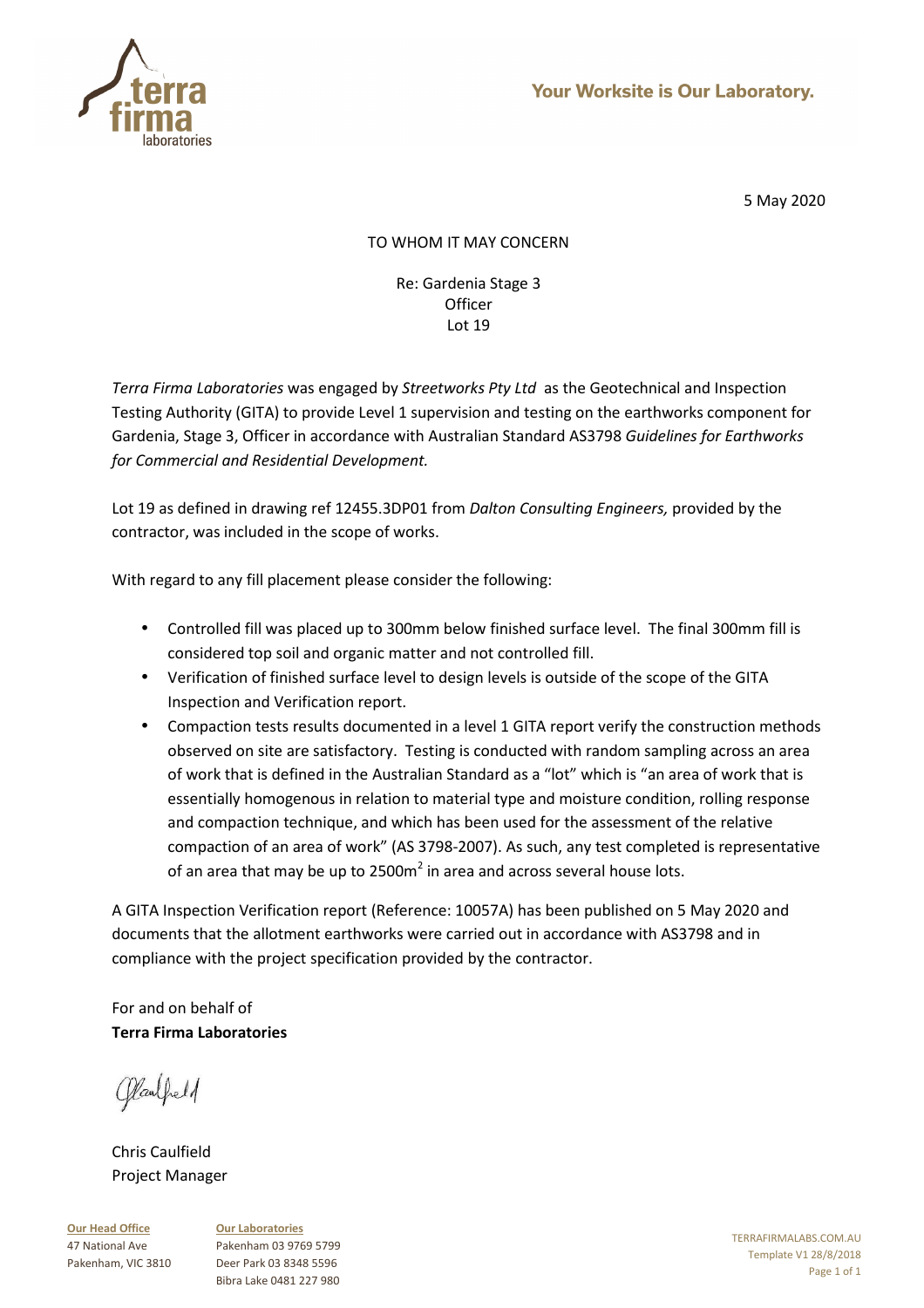5 May 2020

TO WHOM IT MAY CONCERN

Re: Gardenia Stage 3
Officer
Lot 19

*Terra Firma Laboratories* was engaged by *Streetworks Pty Ltd* as the Geotechnical and Inspection Testing Authority (GITA) to provide Level 1 supervision and testing on the earthworks component for Gardenia, Stage 3, Officer in accordance with Australian Standard AS3798 *Guidelines for Earthworks for Commercial and Residential Development.*

Lot 19 as defined in drawing ref 12455.3DP01 from *Dalton Consulting Engineers,* provided by the contractor, was included in the scope of works.

With regard to any fill placement please consider the following:

- Controlled fill was placed up to 300mm below finished surface level. The final 300mm fill is considered top soil and organic matter and not controlled fill.
- Verification of finished surface level to design levels is outside of the scope of the GITA Inspection and Verification report.
- Compaction tests results documented in a level 1 GITA report verify the construction methods observed on site are satisfactory. Testing is conducted with random sampling across an area of work that is defined in the Australian Standard as a "lot" which is "an area of work that is essentially homogenous in relation to material type and moisture condition, rolling response and compaction technique, and which has been used for the assessment of the relative compaction of an area of work" (AS 3798-2007). As such, any test completed is representative of an area that may be up to 2500m$^2$ in area and across several house lots.

A GITA Inspection Verification report (Reference: 10057A) has been published on 5 May 2020 and documents that the allotment earthworks were carried out in accordance with AS3798 and in compliance with the project specification provided by the contractor.

For and on behalf of
**Terra Firma Laboratories**

Chris Caulfield
Project Manager

**Our Head Office**
47 National Ave
Pakenham, VIC 3810

**Our Laboratories**
Pakenham 03 9769 5799
Deer Park 03 8348 5596
Bibra Lake 0481 227 980

TERRAFIRMALABS.COM.AU
Template V1 28/8/2018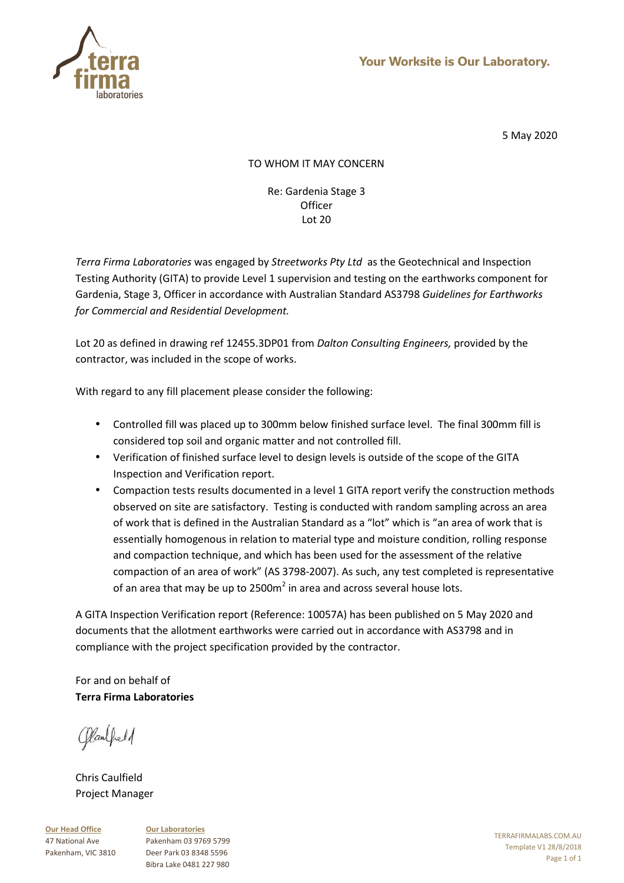5 May 2020

TO WHOM IT MAY CONCERN

Re: Gardenia Stage 3
Officer
Lot 20

*Terra Firma Laboratories* was engaged by *Streetworks Pty Ltd* as the Geotechnical and Inspection Testing Authority (GITA) to provide Level 1 supervision and testing on the earthworks component for Gardenia, Stage 3, Officer in accordance with Australian Standard AS3798 *Guidelines for Earthworks for Commercial and Residential Development.*

Lot 20 as defined in drawing ref 12455.3DP01 from *Dalton Consulting Engineers,* provided by the contractor, was included in the scope of works.

With regard to any fill placement please consider the following:

- Controlled fill was placed up to 300mm below finished surface level. The final 300mm fill is considered top soil and organic matter and not controlled fill.
- Verification of finished surface level to design levels is outside of the scope of the GITA Inspection and Verification report.
- Compaction tests results documented in a level 1 GITA report verify the construction methods observed on site are satisfactory. Testing is conducted with random sampling across an area of work that is defined in the Australian Standard as a "lot" which is "an area of work that is essentially homogenous in relation to material type and moisture condition, rolling response and compaction technique, and which has been used for the assessment of the relative compaction of an area of work" (AS 3798-2007). As such, any test completed is representative of an area that may be up to 2500m$^2$ in area and across several house lots.

A GITA Inspection Verification report (Reference: 10057A) has been published on 5 May 2020 and documents that the allotment earthworks were carried out in accordance with AS3798 and in compliance with the project specification provided by the contractor.

For and on behalf of
**Terra Firma Laboratories**

Chris Caulfield
Project Manager

**Our Head Office**
47 National Ave
Pakenham, VIC 3810

**Our Laboratories**
Pakenham 03 9769 5799
Deer Park 03 8348 5596
Bibra Lake 0481 227 980

TERRAFIRMALABS.COM.AU
Template V1 28/8/2018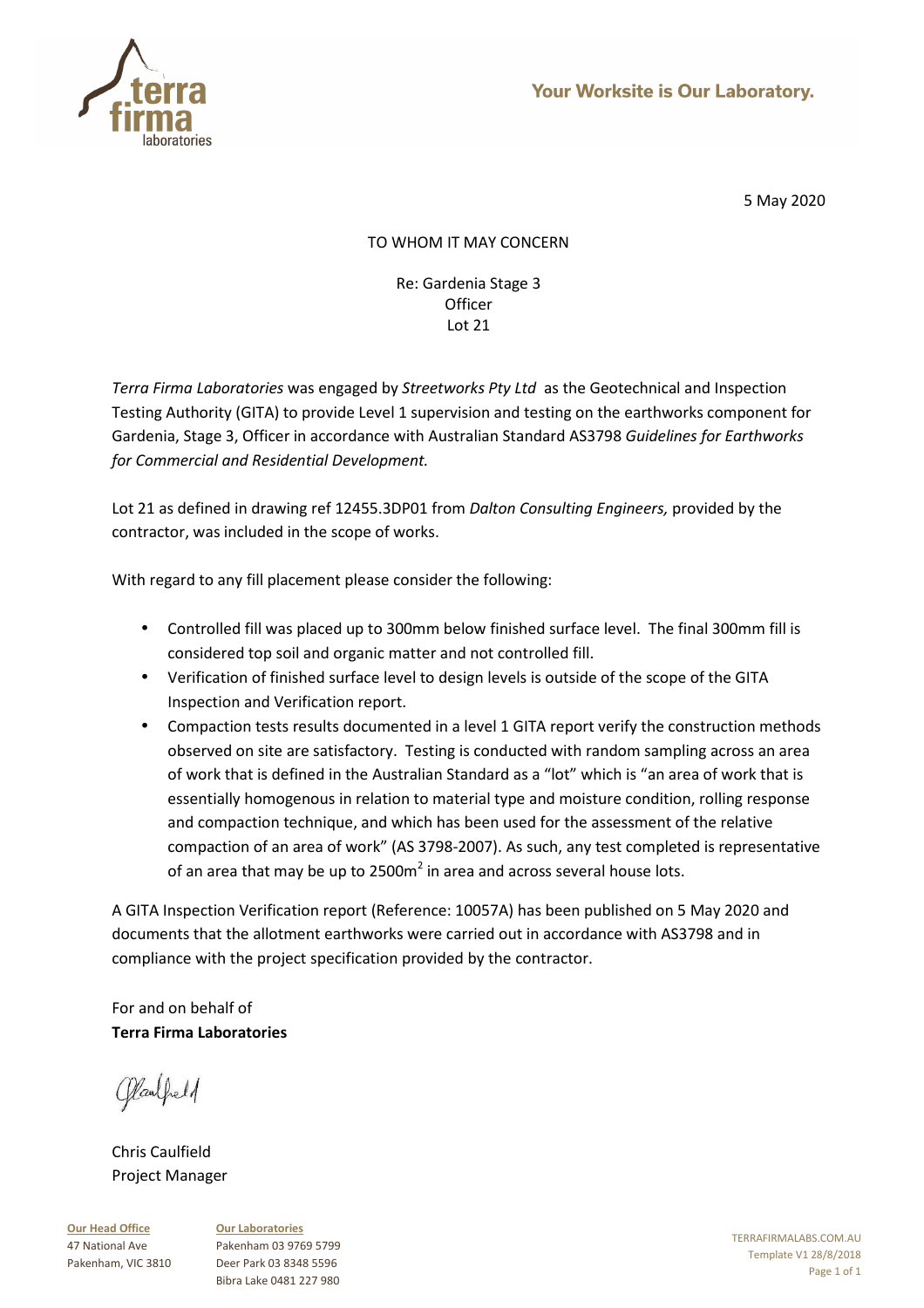Your Worksite is Our Laboratory.

5 May 2020

TO WHOM IT MAY CONCERN

Re: Gardenia Stage 3
Officer
Lot 21

*Terra Firma Laboratories* was engaged by *Streetworks Pty Ltd* as the Geotechnical and Inspection Testing Authority (GITA) to provide Level 1 supervision and testing on the earthworks component for Gardenia, Stage 3, Officer in accordance with Australian Standard AS3798 *Guidelines for Earthworks for Commercial and Residential Development.*

Lot 21 as defined in drawing ref 12455.3DP01 from *Dalton Consulting Engineers,* provided by the contractor, was included in the scope of works.

With regard to any fill placement please consider the following:

- Controlled fill was placed up to 300mm below finished surface level. The final 300mm fill is considered top soil and organic matter and not controlled fill.
- Verification of finished surface level to design levels is outside of the scope of the GITA Inspection and Verification report.
- Compaction tests results documented in a level 1 GITA report verify the construction methods observed on site are satisfactory. Testing is conducted with random sampling across an area of work that is defined in the Australian Standard as a "lot" which is "an area of work that is essentially homogenous in relation to material type and moisture condition, rolling response and compaction technique, and which has been used for the assessment of the relative compaction of an area of work" (AS 3798-2007). As such, any test completed is representative of an area that may be up to 2500m$^2$ in area and across several house lots.

A GITA Inspection Verification report (Reference: 10057A) has been published on 5 May 2020 and documents that the allotment earthworks were carried out in accordance with AS3798 and in compliance with the project specification provided by the contractor.

For and on behalf of
**Terra Firma Laboratories**

Chris Caulfield
Project Manager

**Our Head Office**
47 National Ave
Pakenham, VIC 3810

**Our Laboratories**
Pakenham 03 9769 5799
Deer Park 03 8348 5596
Bibra Lake 0481 227 980

TERRAFIRMALABS.COM.AU
Template V1 28/8/2018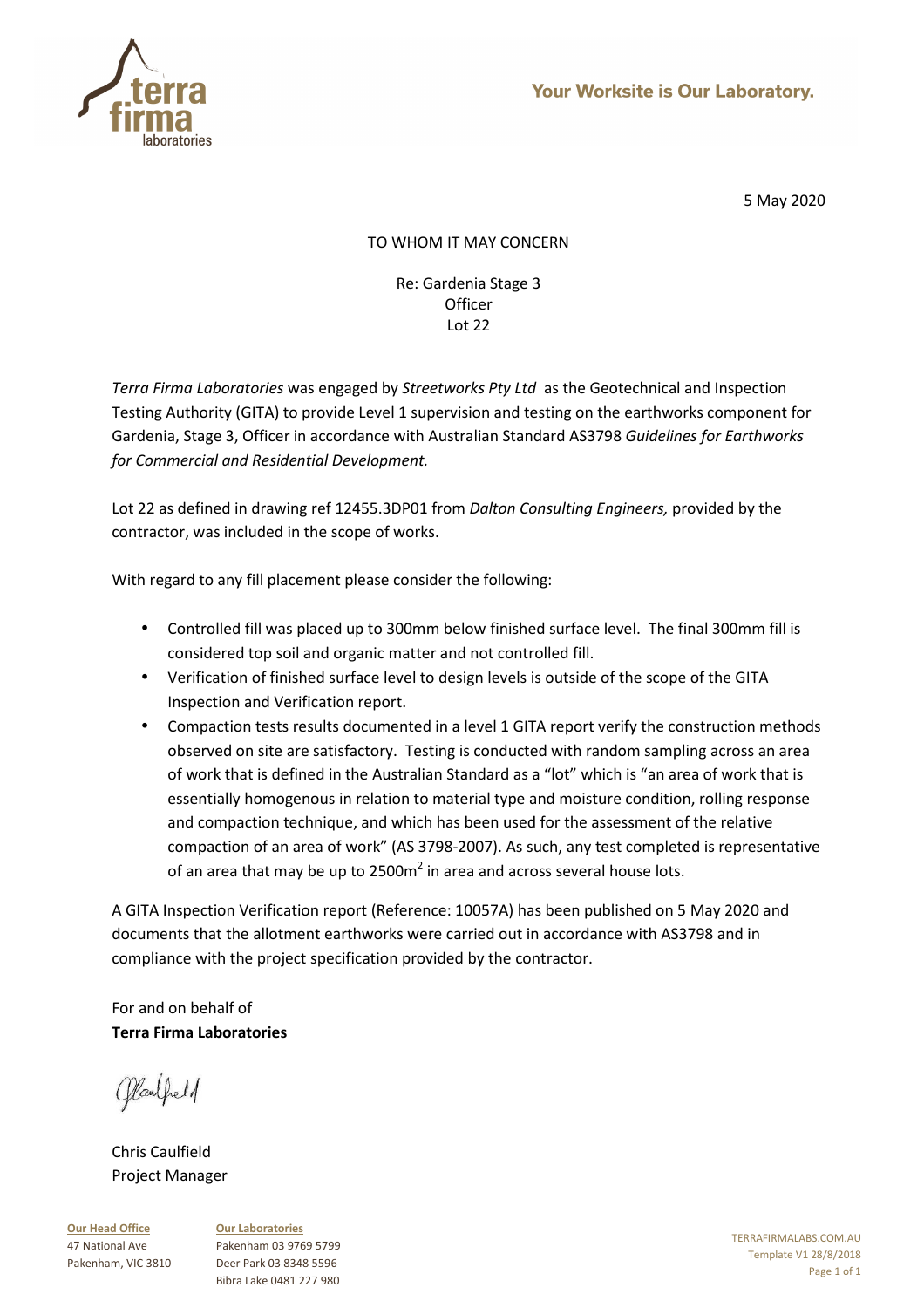Your Worksite is Our Laboratory.

5 May 2020

TO WHOM IT MAY CONCERN

Re: Gardenia Stage 3
Officer
Lot 22

*Terra Firma Laboratories* was engaged by *Streetworks Pty Ltd* as the Geotechnical and Inspection Testing Authority (GITA) to provide Level 1 supervision and testing on the earthworks component for Gardenia, Stage 3, Officer in accordance with Australian Standard AS3798 *Guidelines for Earthworks for Commercial and Residential Development.*

Lot 22 as defined in drawing ref 12455.3DP01 from *Dalton Consulting Engineers,* provided by the contractor, was included in the scope of works.

With regard to any fill placement please consider the following:

- Controlled fill was placed up to 300mm below finished surface level. The final 300mm fill is considered top soil and organic matter and not controlled fill.
- Verification of finished surface level to design levels is outside of the scope of the GITA Inspection and Verification report.
- Compaction tests results documented in a level 1 GITA report verify the construction methods observed on site are satisfactory. Testing is conducted with random sampling across an area of work that is defined in the Australian Standard as a "lot" which is "an area of work that is essentially homogenous in relation to material type and moisture condition, rolling response and compaction technique, and which has been used for the assessment of the relative compaction of an area of work" (AS 3798-2007). As such, any test completed is representative of an area that may be up to 2500m$^2$ in area and across several house lots.

A GITA Inspection Verification report (Reference: 10057A) has been published on 5 May 2020 and documents that the allotment earthworks were carried out in accordance with AS3798 and in compliance with the project specification provided by the contractor.

For and on behalf of
**Terra Firma Laboratories**

Chris Caulfield
Project Manager

**Our Head Office**
47 National Ave
Pakenham, VIC 3810

**Our Laboratories**
Pakenham 03 9769 5799
Deer Park 03 8348 5596
Bibra Lake 0481 227 980

TERRAFIRMALABS.COM.AU
Template V1 28/8/2018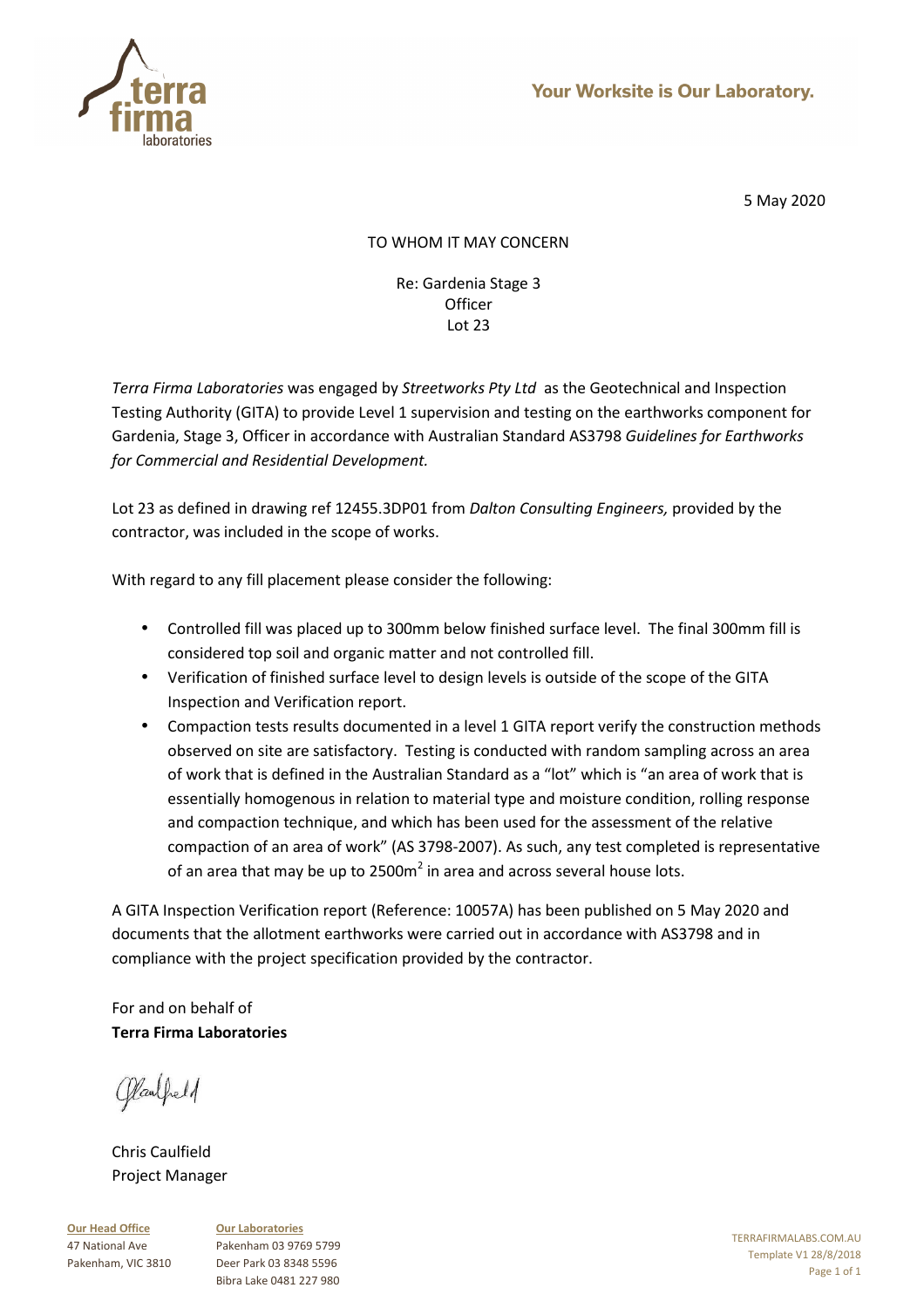Your Worksite is Our Laboratory.

5 May 2020

TO WHOM IT MAY CONCERN

Re: Gardenia Stage 3
Officer
Lot 23

*Terra Firma Laboratories* was engaged by *Streetworks Pty Ltd* as the Geotechnical and Inspection Testing Authority (GITA) to provide Level 1 supervision and testing on the earthworks component for Gardenia, Stage 3, Officer in accordance with Australian Standard AS3798 *Guidelines for Earthworks for Commercial and Residential Development.*

Lot 23 as defined in drawing ref 12455.3DP01 from *Dalton Consulting Engineers,* provided by the contractor, was included in the scope of works.

With regard to any fill placement please consider the following:

- Controlled fill was placed up to 300mm below finished surface level. The final 300mm fill is considered top soil and organic matter and not controlled fill.
- Verification of finished surface level to design levels is outside of the scope of the GITA Inspection and Verification report.
- Compaction tests results documented in a level 1 GITA report verify the construction methods observed on site are satisfactory. Testing is conducted with random sampling across an area of work that is defined in the Australian Standard as a "lot" which is "an area of work that is essentially homogenous in relation to material type and moisture condition, rolling response and compaction technique, and which has been used for the assessment of the relative compaction of an area of work" (AS 3798-2007). As such, any test completed is representative of an area that may be up to 2500m$^2$ in area and across several house lots.

A GITA Inspection Verification report (Reference: 10057A) has been published on 5 May 2020 and documents that the allotment earthworks were carried out in accordance with AS3798 and in compliance with the project specification provided by the contractor.

For and on behalf of
**Terra Firma Laboratories**

Chris Caulfield
Project Manager

**Our Head Office**
47 National Ave
Pakenham, VIC 3810

**Our Laboratories**
Pakenham 03 9769 5799
Deer Park 03 8348 5596
Bibra Lake 0481 227 980

TERRAFIRMALABS.COM.AU
Template V1 28/8/2018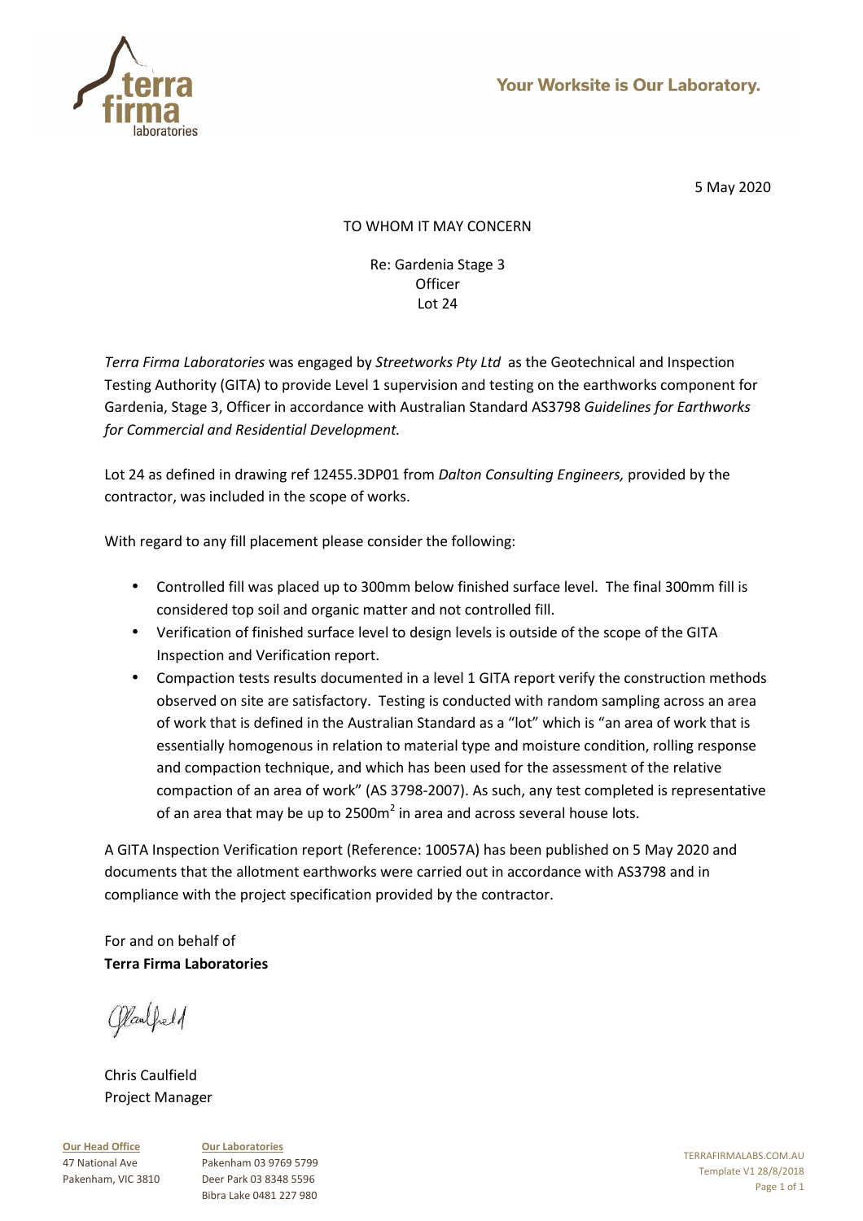5 May 2020

TO WHOM IT MAY CONCERN

Re: Gardenia Stage 3
Officer
Lot 24

*Terra Firma Laboratories* was engaged by *Streetworks Pty Ltd* as the Geotechnical and Inspection Testing Authority (GITA) to provide Level 1 supervision and testing on the earthworks component for Gardenia, Stage 3, Officer in accordance with Australian Standard AS3798 *Guidelines for Earthworks for Commercial and Residential Development.*

Lot 24 as defined in drawing ref 12455.3DP01 from *Dalton Consulting Engineers,* provided by the contractor, was included in the scope of works.

With regard to any fill placement please consider the following:

- Controlled fill was placed up to 300mm below finished surface level. The final 300mm fill is considered top soil and organic matter and not controlled fill.
- Verification of finished surface level to design levels is outside of the scope of the GITA Inspection and Verification report.
- Compaction tests results documented in a level 1 GITA report verify the construction methods observed on site are satisfactory. Testing is conducted with random sampling across an area of work that is defined in the Australian Standard as a "lot" which is "an area of work that is essentially homogenous in relation to material type and moisture condition, rolling response and compaction technique, and which has been used for the assessment of the relative compaction of an area of work" (AS 3798-2007). As such, any test completed is representative of an area that may be up to 2500m$^2$ in area and across several house lots.

A GITA Inspection Verification report (Reference: 10057A) has been published on 5 May 2020 and documents that the allotment earthworks were carried out in accordance with AS3798 and in compliance with the project specification provided by the contractor.

For and on behalf of
**Terra Firma Laboratories**

Chris Caulfield
Project Manager

**Our Head Office**
47 National Ave
Pakenham, VIC 3810

**Our Laboratories**
Pakenham 03 9769 5799
Deer Park 03 8348 5596
Bibra Lake 0481 227 980

TERRAFIRMALABS.COM.AU
Template V1 28/8/2018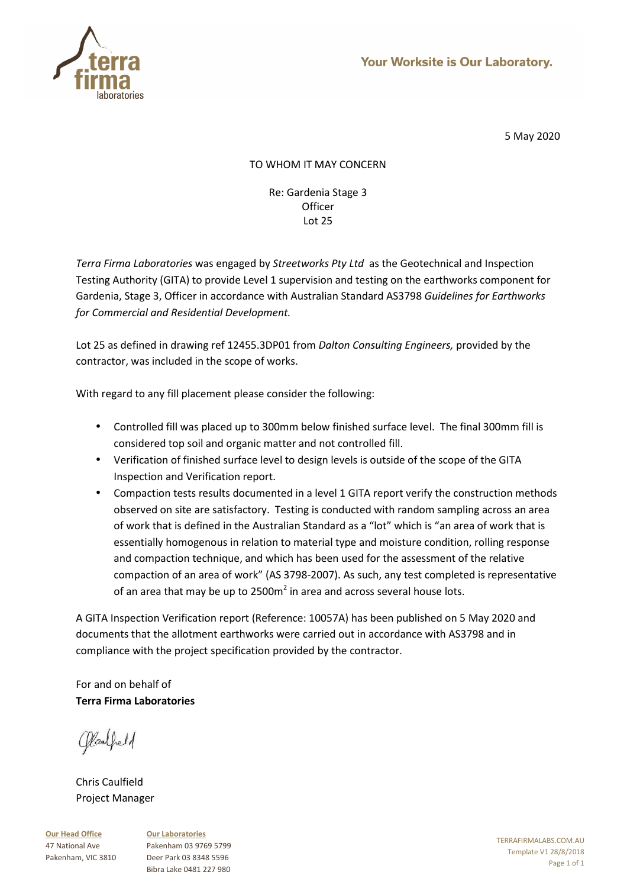5 May 2020

TO WHOM IT MAY CONCERN

Re: Gardenia Stage 3
Officer
Lot 25

*Terra Firma Laboratories* was engaged by *Streetworks Pty Ltd* as the Geotechnical and Inspection Testing Authority (GITA) to provide Level 1 supervision and testing on the earthworks component for Gardenia, Stage 3, Officer in accordance with Australian Standard AS3798 *Guidelines for Earthworks for Commercial and Residential Development.*

Lot 25 as defined in drawing ref 12455.3DP01 from *Dalton Consulting Engineers,* provided by the contractor, was included in the scope of works.

With regard to any fill placement please consider the following:

- Controlled fill was placed up to 300mm below finished surface level. The final 300mm fill is considered top soil and organic matter and not controlled fill.
- Verification of finished surface level to design levels is outside of the scope of the GITA Inspection and Verification report.
- Compaction tests results documented in a level 1 GITA report verify the construction methods observed on site are satisfactory. Testing is conducted with random sampling across an area of work that is defined in the Australian Standard as a "lot" which is "an area of work that is essentially homogenous in relation to material type and moisture condition, rolling response and compaction technique, and which has been used for the assessment of the relative compaction of an area of work" (AS 3798-2007). As such, any test completed is representative of an area that may be up to 2500m$^2$ in area and across several house lots.

A GITA Inspection Verification report (Reference: 10057A) has been published on 5 May 2020 and documents that the allotment earthworks were carried out in accordance with AS3798 and in compliance with the project specification provided by the contractor.

For and on behalf of
**Terra Firma Laboratories**

Chris Caulfield
Project Manager

**Our Head Office**
47 National Ave
Pakenham, VIC 3810

**Our Laboratories**
Pakenham 03 9769 5799
Deer Park 03 8348 5596
Bibra Lake 0481 227 980

TERRAFIRMALABS.COM.AU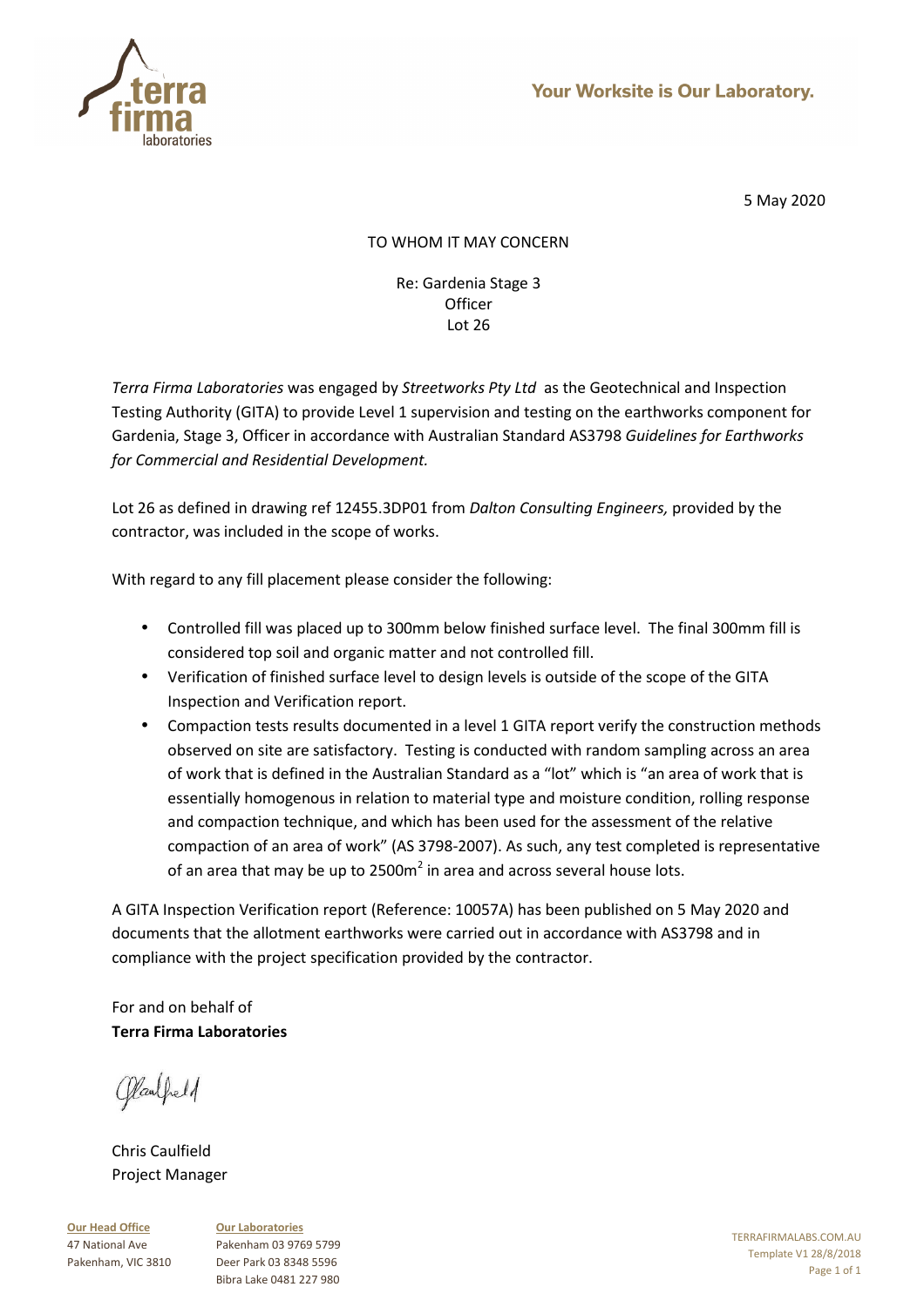Your Worksite is Our Laboratory.

5 May 2020

TO WHOM IT MAY CONCERN

Re: Gardenia Stage 3
Officer
Lot 26

*Terra Firma Laboratories* was engaged by *Streetworks Pty Ltd* as the Geotechnical and Inspection Testing Authority (GITA) to provide Level 1 supervision and testing on the earthworks component for Gardenia, Stage 3, Officer in accordance with Australian Standard AS3798 *Guidelines for Earthworks for Commercial and Residential Development.*

Lot 26 as defined in drawing ref 12455.3DP01 from *Dalton Consulting Engineers,* provided by the contractor, was included in the scope of works.

With regard to any fill placement please consider the following:

- Controlled fill was placed up to 300mm below finished surface level. The final 300mm fill is considered top soil and organic matter and not controlled fill.
- Verification of finished surface level to design levels is outside of the scope of the GITA Inspection and Verification report.
- Compaction tests results documented in a level 1 GITA report verify the construction methods observed on site are satisfactory. Testing is conducted with random sampling across an area of work that is defined in the Australian Standard as a "lot" which is "an area of work that is essentially homogenous in relation to material type and moisture condition, rolling response and compaction technique, and which has been used for the assessment of the relative compaction of an area of work" (AS 3798-2007). As such, any test completed is representative of an area that may be up to 2500m$^2$ in area and across several house lots.

A GITA Inspection Verification report (Reference: 10057A) has been published on 5 May 2020 and documents that the allotment earthworks were carried out in accordance with AS3798 and in compliance with the project specification provided by the contractor.

For and on behalf of
**Terra Firma Laboratories**

Chris Caulfield
Project Manager

**Our Head Office**
47 National Ave
Pakenham, VIC 3810

**Our Laboratories**
Pakenham 03 9769 5799
Deer Park 03 8348 5596
Bibra Lake 0481 227 980

TERRAFIRMALABS.COM.AU
Template V1 28/8/2018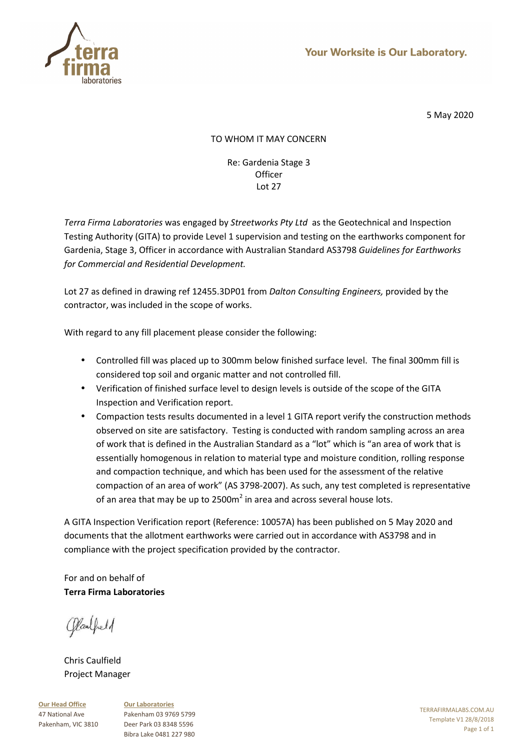5 May 2020

TO WHOM IT MAY CONCERN

Re: Gardenia Stage 3
Officer
Lot 27

*Terra Firma Laboratories* was engaged by *Streetworks Pty Ltd* as the Geotechnical and Inspection Testing Authority (GITA) to provide Level 1 supervision and testing on the earthworks component for Gardenia, Stage 3, Officer in accordance with Australian Standard AS3798 *Guidelines for Earthworks for Commercial and Residential Development.*

Lot 27 as defined in drawing ref 12455.3DP01 from *Dalton Consulting Engineers,* provided by the contractor, was included in the scope of works.

With regard to any fill placement please consider the following:

- Controlled fill was placed up to 300mm below finished surface level. The final 300mm fill is considered top soil and organic matter and not controlled fill.
- Verification of finished surface level to design levels is outside of the scope of the GITA Inspection and Verification report.
- Compaction tests results documented in a level 1 GITA report verify the construction methods observed on site are satisfactory. Testing is conducted with random sampling across an area of work that is defined in the Australian Standard as a "lot" which is "an area of work that is essentially homogenous in relation to material type and moisture condition, rolling response and compaction technique, and which has been used for the assessment of the relative compaction of an area of work" (AS 3798-2007). As such, any test completed is representative of an area that may be up to 2500m$^2$ in area and across several house lots.

A GITA Inspection Verification report (Reference: 10057A) has been published on 5 May 2020 and documents that the allotment earthworks were carried out in accordance with AS3798 and in compliance with the project specification provided by the contractor.

For and on behalf of
**Terra Firma Laboratories**

Chris Caulfield
Project Manager

**Our Head Office**
47 National Ave
Pakenham, VIC 3810

**Our Laboratories**
Pakenham 03 9769 5799
Deer Park 03 8348 5596
Bibra Lake 0481 227 980

TERRAFIRMALABS.COM.AU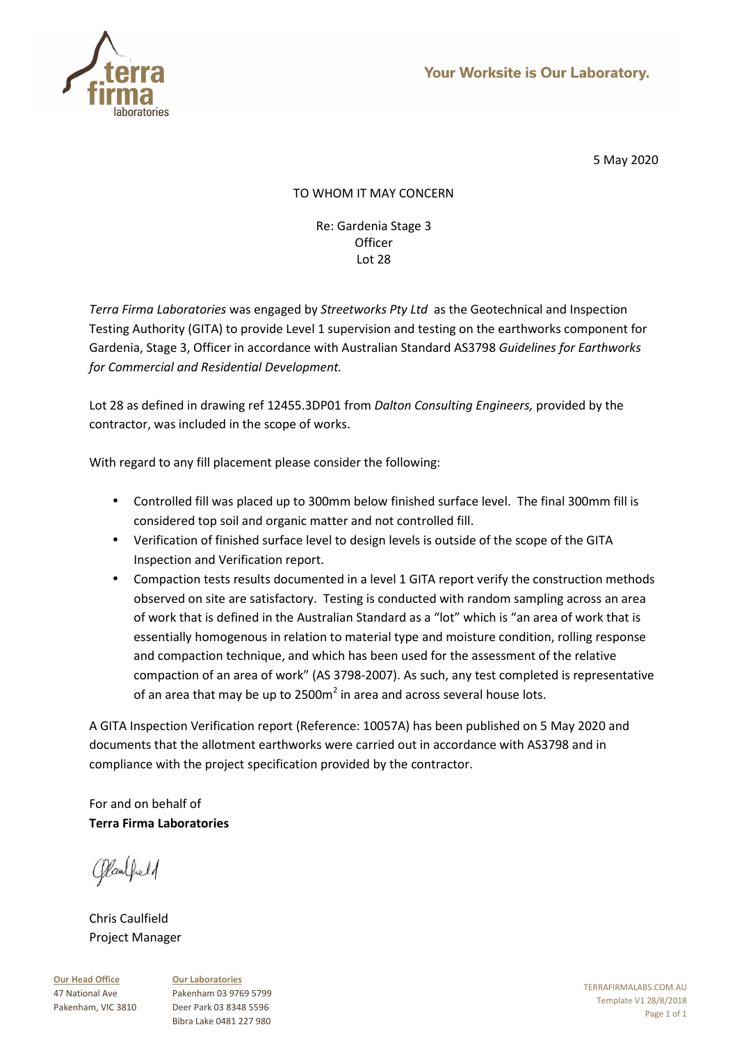Your Worksite is Our Laboratory.

5 May 2020

TO WHOM IT MAY CONCERN

Re: Gardenia Stage 3
Officer
Lot 28

*Terra Firma Laboratories* was engaged by *Streetworks Pty Ltd* as the Geotechnical and Inspection Testing Authority (GITA) to provide Level 1 supervision and testing on the earthworks component for Gardenia, Stage 3, Officer in accordance with Australian Standard AS3798 *Guidelines for Earthworks for Commercial and Residential Development.*

Lot 28 as defined in drawing ref 12455.3DP01 from *Dalton Consulting Engineers,* provided by the contractor, was included in the scope of works.

With regard to any fill placement please consider the following:

- Controlled fill was placed up to 300mm below finished surface level. The final 300mm fill is considered top soil and organic matter and not controlled fill.
- Verification of finished surface level to design levels is outside of the scope of the GITA Inspection and Verification report.
- Compaction tests results documented in a level 1 GITA report verify the construction methods observed on site are satisfactory. Testing is conducted with random sampling across an area of work that is defined in the Australian Standard as a "lot" which is "an area of work that is essentially homogenous in relation to material type and moisture condition, rolling response and compaction technique, and which has been used for the assessment of the relative compaction of an area of work" (AS 3798-2007). As such, any test completed is representative of an area that may be up to 2500m$^2$ in area and across several house lots.

A GITA Inspection Verification report (Reference: 10057A) has been published on 5 May 2020 and documents that the allotment earthworks were carried out in accordance with AS3798 and in compliance with the project specification provided by the contractor.

For and on behalf of
**Terra Firma Laboratories**

Chris Caulfield
Project Manager

**Our Head Office**
47 National Ave
Pakenham, VIC 3810

**Our Laboratories**
Pakenham 03 9769 5799
Deer Park 03 8348 5596
Bibra Lake 0481 227 980

TERRAFIRMALABS.COM.AU
Template V1 28/8/2018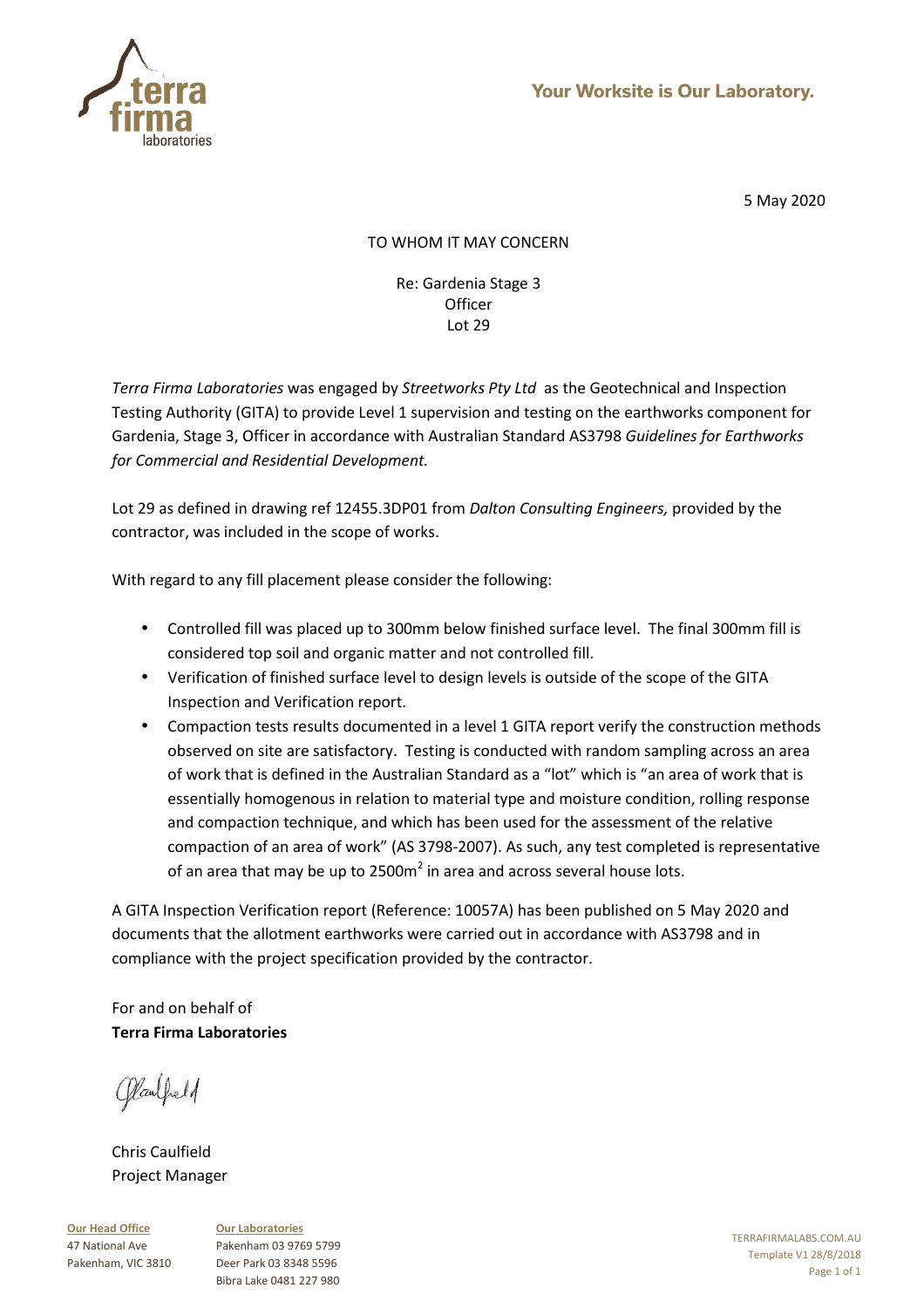5 May 2020

TO WHOM IT MAY CONCERN

Re: Gardenia Stage 3
Officer
Lot 29

*Terra Firma Laboratories* was engaged by *Streetworks Pty Ltd* as the Geotechnical and Inspection Testing Authority (GITA) to provide Level 1 supervision and testing on the earthworks component for Gardenia, Stage 3, Officer in accordance with Australian Standard AS3798 *Guidelines for Earthworks for Commercial and Residential Development.*

Lot 29 as defined in drawing ref 12455.3DP01 from *Dalton Consulting Engineers,* provided by the contractor, was included in the scope of works.

With regard to any fill placement please consider the following:

- Controlled fill was placed up to 300mm below finished surface level. The final 300mm fill is considered top soil and organic matter and not controlled fill.
- Verification of finished surface level to design levels is outside of the scope of the GITA Inspection and Verification report.
- Compaction tests results documented in a level 1 GITA report verify the construction methods observed on site are satisfactory. Testing is conducted with random sampling across an area of work that is defined in the Australian Standard as a "lot" which is "an area of work that is essentially homogenous in relation to material type and moisture condition, rolling response and compaction technique, and which has been used for the assessment of the relative compaction of an area of work" (AS 3798-2007). As such, any test completed is representative of an area that may be up to 2500m$^2$ in area and across several house lots.

A GITA Inspection Verification report (Reference: 10057A) has been published on 5 May 2020 and documents that the allotment earthworks were carried out in accordance with AS3798 and in compliance with the project specification provided by the contractor.

For and on behalf of
**Terra Firma Laboratories**

Chris Caulfield
Project Manager

**Our Head Office**
47 National Ave
Pakenham, VIC 3810

**Our Laboratories**
Pakenham 03 9769 5799
Deer Park 03 8348 5596
Bibra Lake 0481 227 980

TERRAFIRMALABS.COM.AU
Template V1 28/8/2018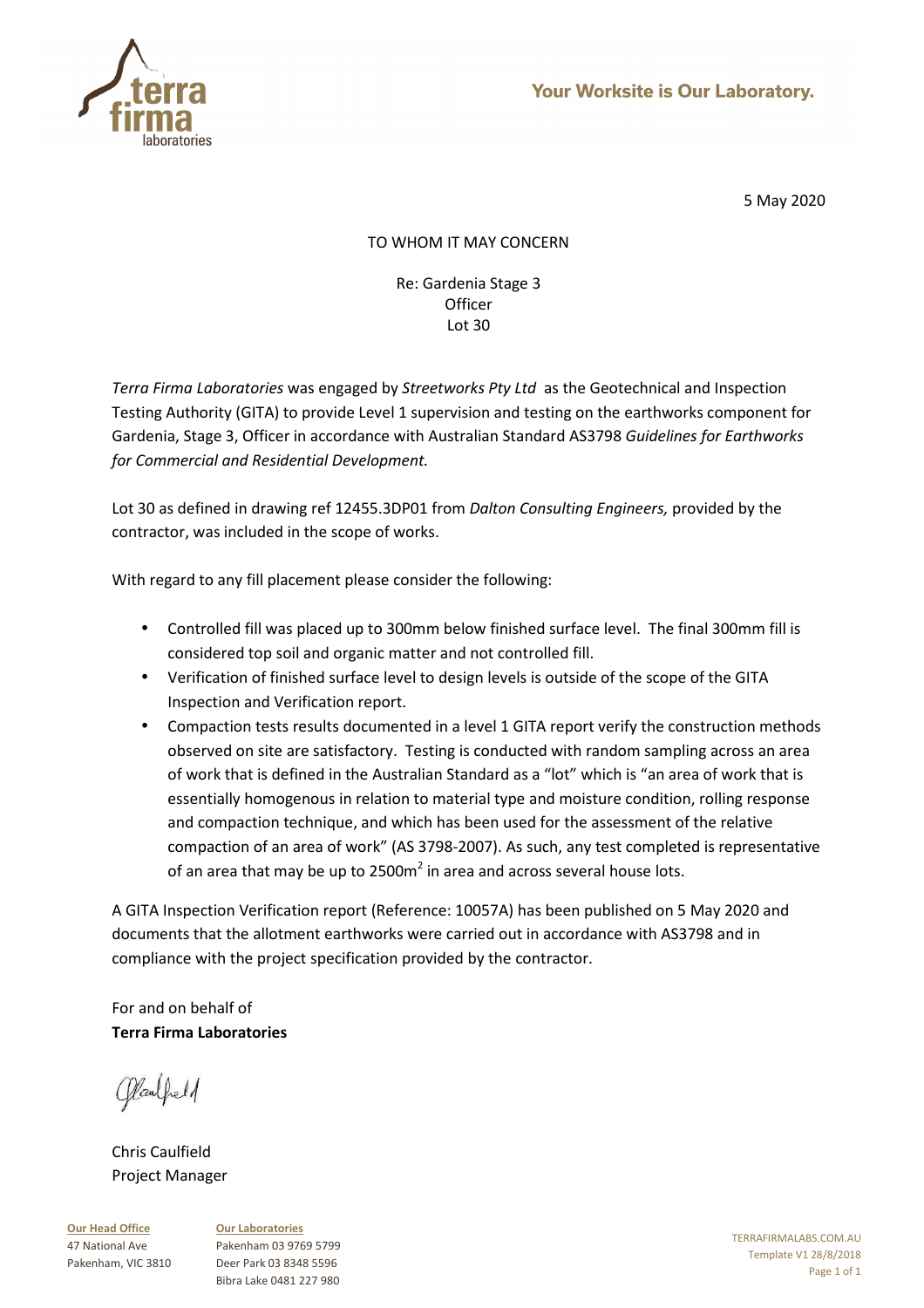Your Worksite is Our Laboratory.

5 May 2020

TO WHOM IT MAY CONCERN

Re: Gardenia Stage 3
Officer
Lot 30

*Terra Firma Laboratories* was engaged by *Streetworks Pty Ltd* as the Geotechnical and Inspection Testing Authority (GITA) to provide Level 1 supervision and testing on the earthworks component for Gardenia, Stage 3, Officer in accordance with Australian Standard AS3798 *Guidelines for Earthworks for Commercial and Residential Development.*

Lot 30 as defined in drawing ref 12455.3DP01 from *Dalton Consulting Engineers,* provided by the contractor, was included in the scope of works.

With regard to any fill placement please consider the following:

- Controlled fill was placed up to 300mm below finished surface level. The final 300mm fill is considered top soil and organic matter and not controlled fill.
- Verification of finished surface level to design levels is outside of the scope of the GITA Inspection and Verification report.
- Compaction tests results documented in a level 1 GITA report verify the construction methods observed on site are satisfactory. Testing is conducted with random sampling across an area of work that is defined in the Australian Standard as a "lot" which is "an area of work that is essentially homogenous in relation to material type and moisture condition, rolling response and compaction technique, and which has been used for the assessment of the relative compaction of an area of work" (AS 3798-2007). As such, any test completed is representative of an area that may be up to 2500m$^2$ in area and across several house lots.

A GITA Inspection Verification report (Reference: 10057A) has been published on 5 May 2020 and documents that the allotment earthworks were carried out in accordance with AS3798 and in compliance with the project specification provided by the contractor.

For and on behalf of
**Terra Firma Laboratories**

Chris Caulfield
Project Manager

**Our Head Office**
47 National Ave
Pakenham, VIC 3810

**Our Laboratories**
Pakenham 03 9769 5799
Deer Park 03 8348 5596
Bibra Lake 0481 227 980

TERRAFIRMALABS.COM.AU
Template V1 28/8/2018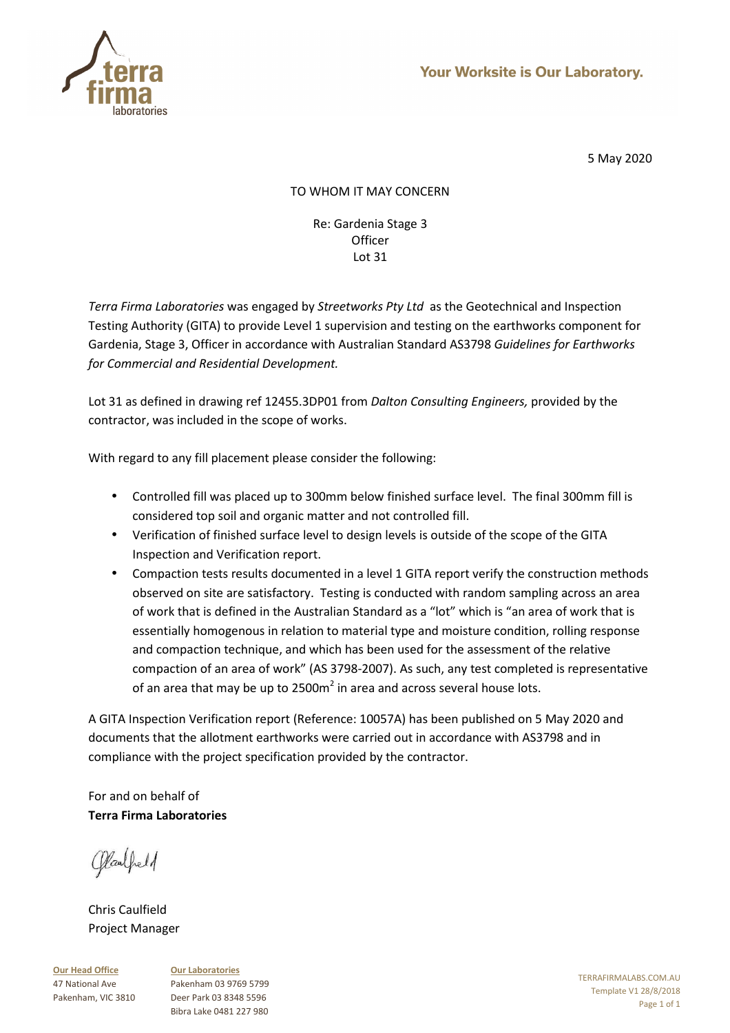5 May 2020

TO WHOM IT MAY CONCERN

Re: Gardenia Stage 3
Officer
Lot 31

*Terra Firma Laboratories* was engaged by *Streetworks Pty Ltd* as the Geotechnical and Inspection Testing Authority (GITA) to provide Level 1 supervision and testing on the earthworks component for Gardenia, Stage 3, Officer in accordance with Australian Standard AS3798 *Guidelines for Earthworks for Commercial and Residential Development.*

Lot 31 as defined in drawing ref 12455.3DP01 from *Dalton Consulting Engineers,* provided by the contractor, was included in the scope of works.

With regard to any fill placement please consider the following:

- Controlled fill was placed up to 300mm below finished surface level. The final 300mm fill is considered top soil and organic matter and not controlled fill.
- Verification of finished surface level to design levels is outside of the scope of the GITA Inspection and Verification report.
- Compaction tests results documented in a level 1 GITA report verify the construction methods observed on site are satisfactory. Testing is conducted with random sampling across an area of work that is defined in the Australian Standard as a "lot" which is "an area of work that is essentially homogenous in relation to material type and moisture condition, rolling response and compaction technique, and which has been used for the assessment of the relative compaction of an area of work" (AS 3798-2007). As such, any test completed is representative of an area that may be up to 2500m$^2$ in area and across several house lots.

A GITA Inspection Verification report (Reference: 10057A) has been published on 5 May 2020 and documents that the allotment earthworks were carried out in accordance with AS3798 and in compliance with the project specification provided by the contractor.

For and on behalf of
**Terra Firma Laboratories**

Chris Caulfield
Project Manager

**Our Head Office**
47 National Ave
Pakenham, VIC 3810

**Our Laboratories**
Pakenham 03 9769 5799
Deer Park 03 8348 5596
Bibra Lake 0481 227 980

TERRAFIRMALABS.COM.AU
Template V1 28/8/2018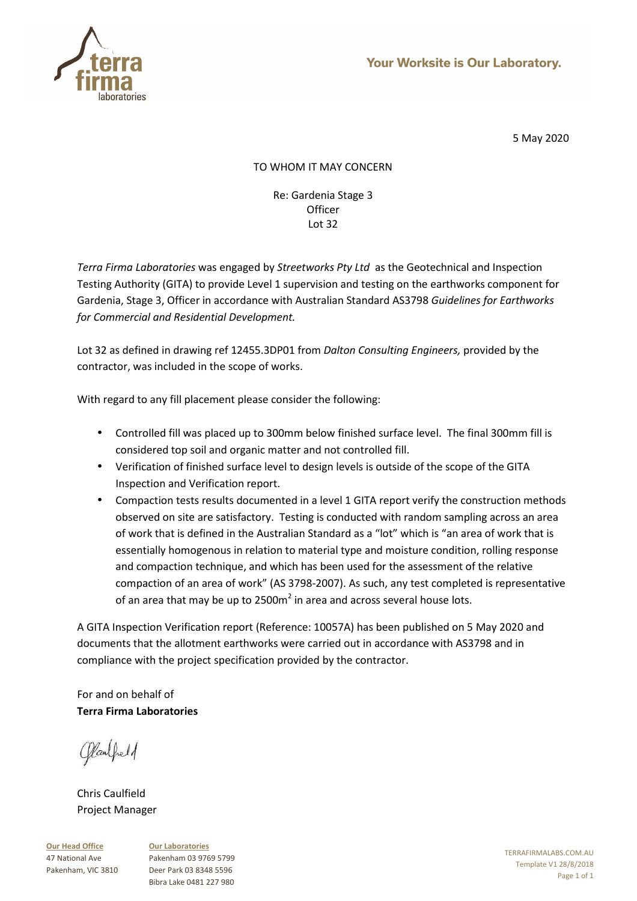terra firma laboratories

Your Worksite is Our Laboratory.

5 May 2020

TO WHOM IT MAY CONCERN

Re: Gardenia Stage 3
Officer
Lot 32

*Terra Firma Laboratories* was engaged by *Streetworks Pty Ltd* as the Geotechnical and Inspection Testing Authority (GITA) to provide Level 1 supervision and testing on the earthworks component for Gardenia, Stage 3, Officer in accordance with Australian Standard AS3798 *Guidelines for Earthworks for Commercial and Residential Development.*

Lot 32 as defined in drawing ref 12455.3DP01 from *Dalton Consulting Engineers,* provided by the contractor, was included in the scope of works.

With regard to any fill placement please consider the following:

- Controlled fill was placed up to 300mm below finished surface level. The final 300mm fill is considered top soil and organic matter and not controlled fill.
- Verification of finished surface level to design levels is outside of the scope of the GITA Inspection and Verification report.
- Compaction tests results documented in a level 1 GITA report verify the construction methods observed on site are satisfactory. Testing is conducted with random sampling across an area of work that is defined in the Australian Standard as a "lot" which is "an area of work that is essentially homogenous in relation to material type and moisture condition, rolling response and compaction technique, and which has been used for the assessment of the relative compaction of an area of work" (AS 3798-2007). As such, any test completed is representative of an area that may be up to 2500m$^2$ in area and across several house lots.

A GITA Inspection Verification report (Reference: 10057A) has been published on 5 May 2020 and documents that the allotment earthworks were carried out in accordance with AS3798 and in compliance with the project specification provided by the contractor.

For and on behalf of
**Terra Firma Laboratories**

Chris Caulfield
Project Manager

**Our Head Office**
47 National Ave
Pakenham, VIC 3810

**Our Laboratories**
Pakenham 03 9769 5799
Deer Park 03 8348 5596
Bibra Lake 0481 227 980

TERRAFIRMALABS.COM.AU
Template V1 28/8/2018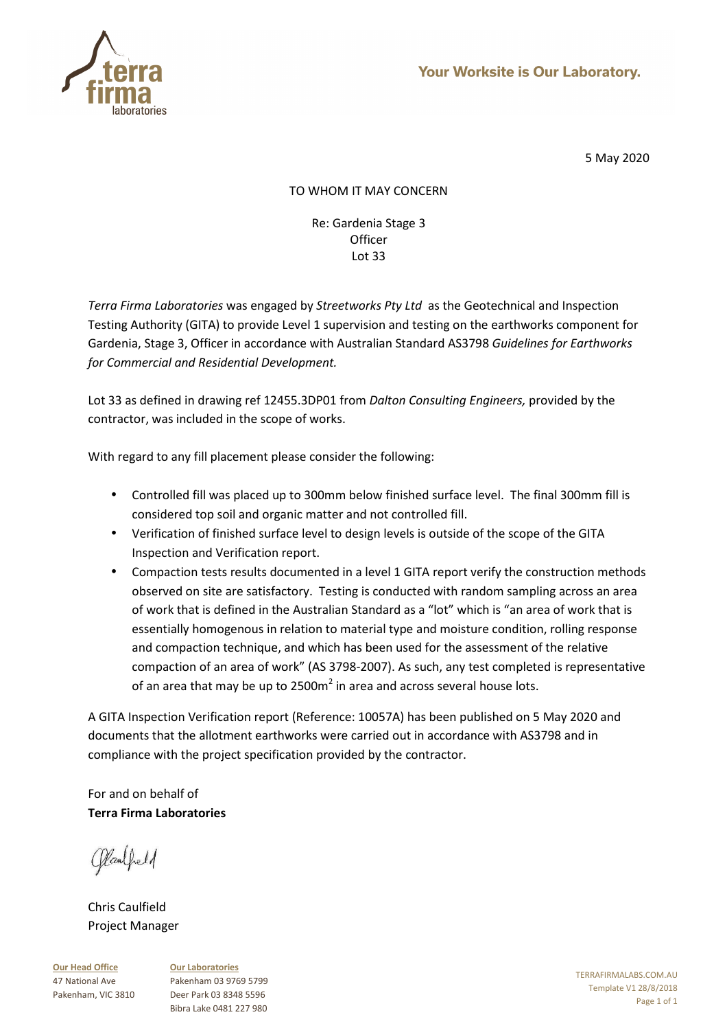5 May 2020

TO WHOM IT MAY CONCERN

Re: Gardenia Stage 3
Officer
Lot 33

*Terra Firma Laboratories* was engaged by *Streetworks Pty Ltd* as the Geotechnical and Inspection Testing Authority (GITA) to provide Level 1 supervision and testing on the earthworks component for Gardenia, Stage 3, Officer in accordance with Australian Standard AS3798 *Guidelines for Earthworks for Commercial and Residential Development.*

Lot 33 as defined in drawing ref 12455.3DP01 from *Dalton Consulting Engineers,* provided by the contractor, was included in the scope of works.

With regard to any fill placement please consider the following:

- Controlled fill was placed up to 300mm below finished surface level. The final 300mm fill is considered top soil and organic matter and not controlled fill.
- Verification of finished surface level to design levels is outside of the scope of the GITA Inspection and Verification report.
- Compaction tests results documented in a level 1 GITA report verify the construction methods observed on site are satisfactory. Testing is conducted with random sampling across an area of work that is defined in the Australian Standard as a "lot" which is "an area of work that is essentially homogenous in relation to material type and moisture condition, rolling response and compaction technique, and which has been used for the assessment of the relative compaction of an area of work" (AS 3798-2007). As such, any test completed is representative of an area that may be up to 2500m$^2$ in area and across several house lots.

A GITA Inspection Verification report (Reference: 10057A) has been published on 5 May 2020 and documents that the allotment earthworks were carried out in accordance with AS3798 and in compliance with the project specification provided by the contractor.

For and on behalf of
**Terra Firma Laboratories**

Chris Caulfield
Project Manager

**Our Head Office**
47 National Ave
Pakenham, VIC 3810

**Our Laboratories**
Pakenham 03 9769 5799
Deer Park 03 8348 5596
Bibra Lake 0481 227 980

TERRAFIRMALABS.COM.AU
Template V1 28/8/2018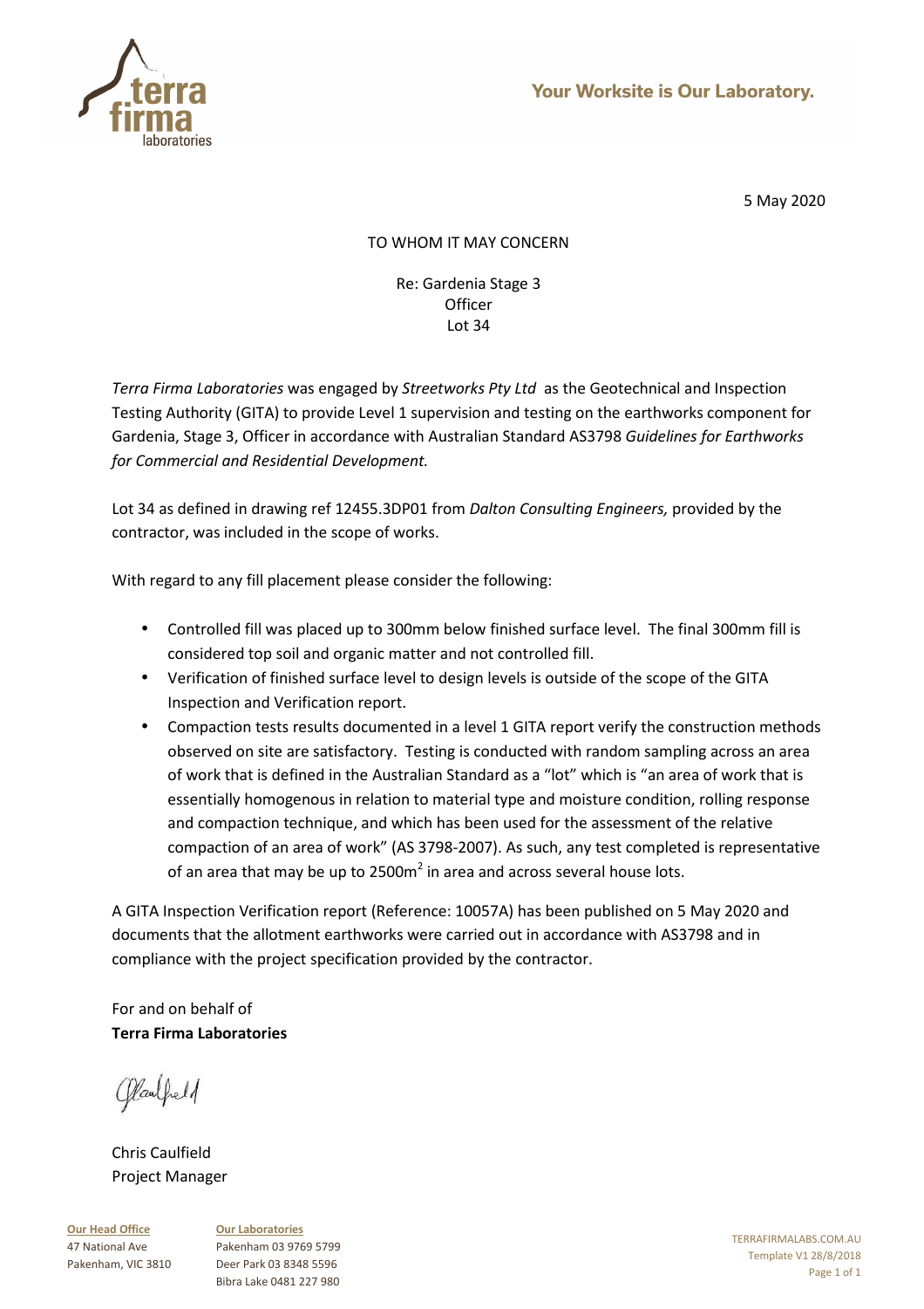5 May 2020

TO WHOM IT MAY CONCERN

Re: Gardenia Stage 3
Officer
Lot 34

*Terra Firma Laboratories* was engaged by *Streetworks Pty Ltd* as the Geotechnical and Inspection Testing Authority (GITA) to provide Level 1 supervision and testing on the earthworks component for Gardenia, Stage 3, Officer in accordance with Australian Standard AS3798 *Guidelines for Earthworks for Commercial and Residential Development.*

Lot 34 as defined in drawing ref 12455.3DP01 from *Dalton Consulting Engineers,* provided by the contractor, was included in the scope of works.

With regard to any fill placement please consider the following:

- Controlled fill was placed up to 300mm below finished surface level. The final 300mm fill is considered top soil and organic matter and not controlled fill.
- Verification of finished surface level to design levels is outside of the scope of the GITA Inspection and Verification report.
- Compaction tests results documented in a level 1 GITA report verify the construction methods observed on site are satisfactory. Testing is conducted with random sampling across an area of work that is defined in the Australian Standard as a "lot" which is "an area of work that is essentially homogenous in relation to material type and moisture condition, rolling response and compaction technique, and which has been used for the assessment of the relative compaction of an area of work" (AS 3798-2007). As such, any test completed is representative of an area that may be up to 2500m$^2$ in area and across several house lots.

A GITA Inspection Verification report (Reference: 10057A) has been published on 5 May 2020 and documents that the allotment earthworks were carried out in accordance with AS3798 and in compliance with the project specification provided by the contractor.

For and on behalf of
**Terra Firma Laboratories**

Chris Caulfield
Project Manager

**Our Head Office**
47 National Ave
Pakenham, VIC 3810

**Our Laboratories**
Pakenham 03 9769 5799
Deer Park 03 8348 5596
Bibra Lake 0481 227 980

TERRAFIRMALABS.COM.AU
Template V1 28/8/2018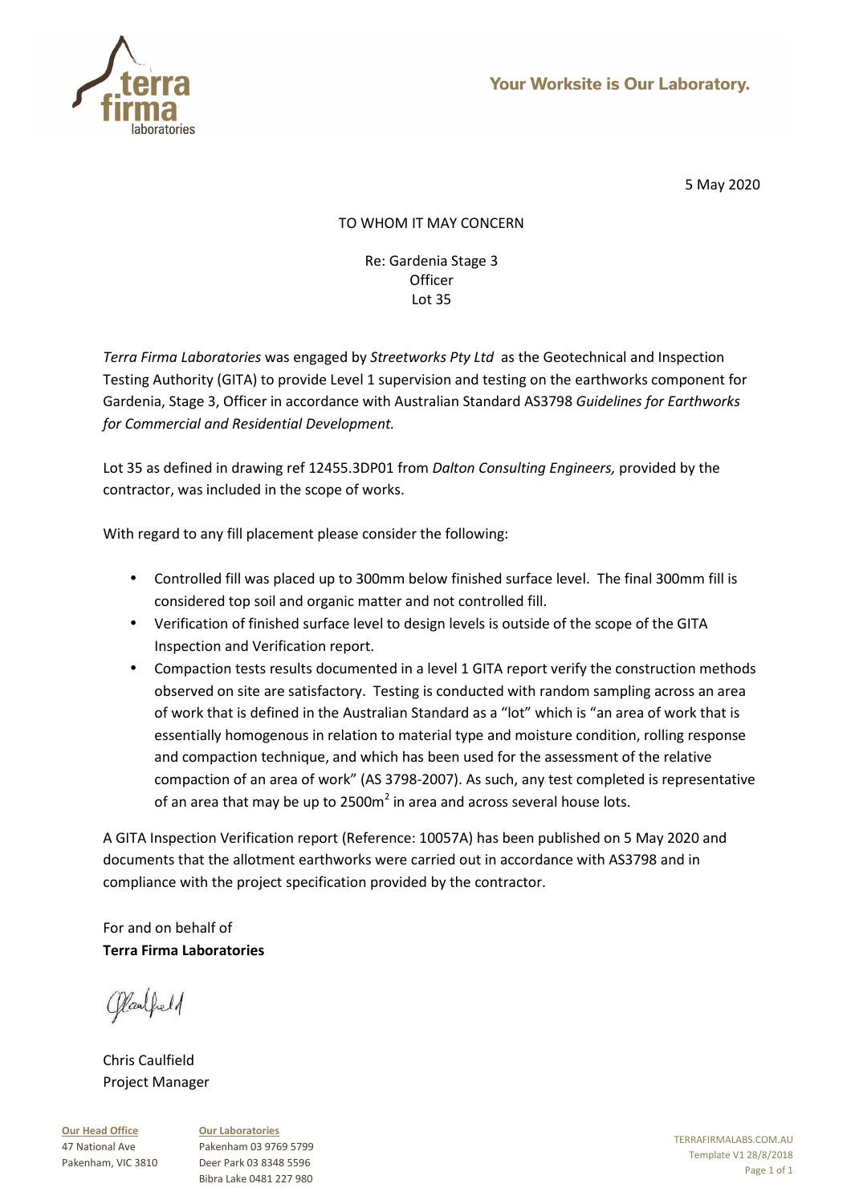5 May 2020

TO WHOM IT MAY CONCERN

Re: Gardenia Stage 3
Officer
Lot 35

*Terra Firma Laboratories* was engaged by *Streetworks Pty Ltd* as the Geotechnical and Inspection Testing Authority (GITA) to provide Level 1 supervision and testing on the earthworks component for Gardenia, Stage 3, Officer in accordance with Australian Standard AS3798 *Guidelines for Earthworks for Commercial and Residential Development.*

Lot 35 as defined in drawing ref 12455.3DP01 from *Dalton Consulting Engineers,* provided by the contractor, was included in the scope of works.

With regard to any fill placement please consider the following:

- Controlled fill was placed up to 300mm below finished surface level. The final 300mm fill is considered top soil and organic matter and not controlled fill.
- Verification of finished surface level to design levels is outside of the scope of the GITA Inspection and Verification report.
- Compaction tests results documented in a level 1 GITA report verify the construction methods observed on site are satisfactory. Testing is conducted with random sampling across an area of work that is defined in the Australian Standard as a "lot" which is "an area of work that is essentially homogenous in relation to material type and moisture condition, rolling response and compaction technique, and which has been used for the assessment of the relative compaction of an area of work" (AS 3798-2007). As such, any test completed is representative of an area that may be up to 2500m$^2$ in area and across several house lots.

A GITA Inspection Verification report (Reference: 10057A) has been published on 5 May 2020 and documents that the allotment earthworks were carried out in accordance with AS3798 and in compliance with the project specification provided by the contractor.

For and on behalf of
**Terra Firma Laboratories**

Chris Caulfield
Project Manager

**Our Head Office**
47 National Ave
Pakenham, VIC 3810

**Our Laboratories**
Pakenham 03 9769 5799
Deer Park 03 8348 5596
Bibra Lake 0481 227 980

TERRAFIRMALABS.COM.AU
Template V1 28/8/2018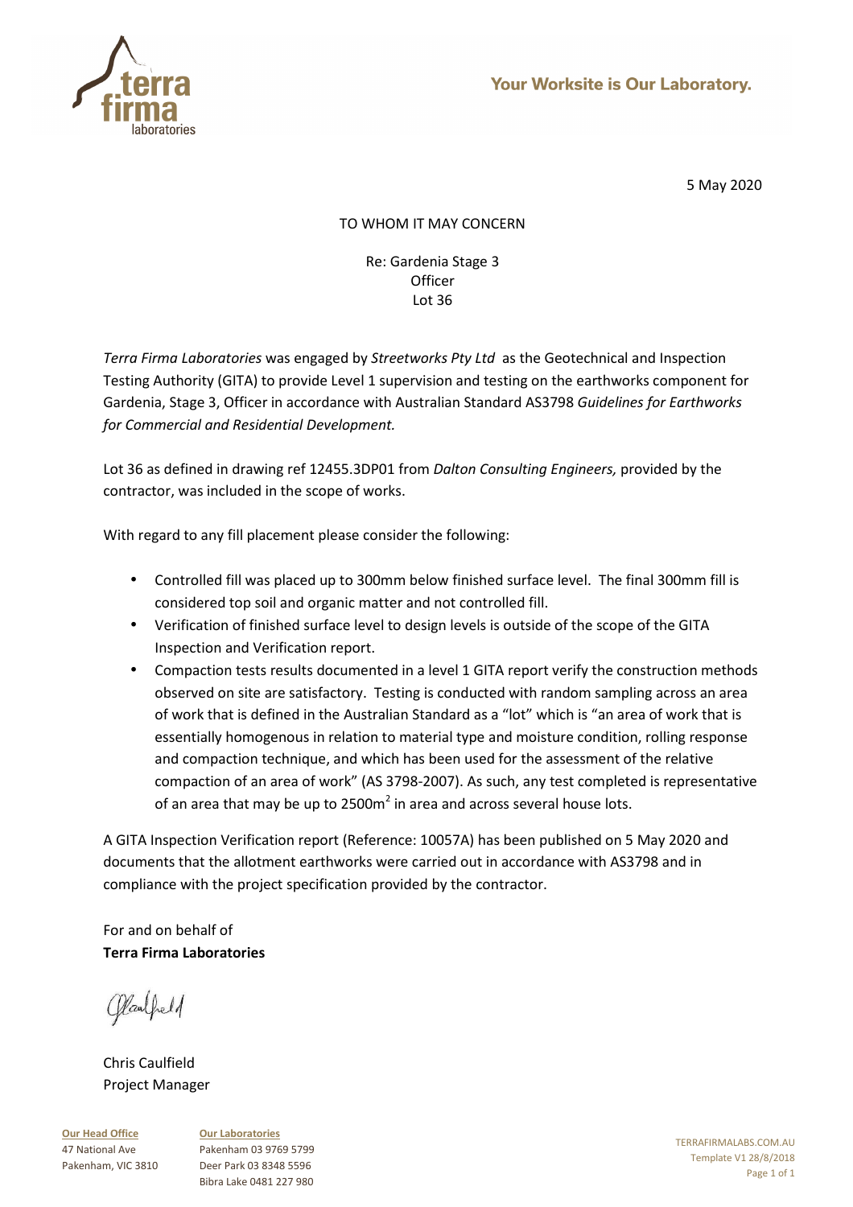Your Worksite is Our Laboratory.

5 May 2020

TO WHOM IT MAY CONCERN

Re: Gardenia Stage 3
Officer
Lot 36

*Terra Firma Laboratories* was engaged by *Streetworks Pty Ltd* as the Geotechnical and Inspection Testing Authority (GITA) to provide Level 1 supervision and testing on the earthworks component for Gardenia, Stage 3, Officer in accordance with Australian Standard AS3798 *Guidelines for Earthworks for Commercial and Residential Development.*

Lot 36 as defined in drawing ref 12455.3DP01 from *Dalton Consulting Engineers,* provided by the contractor, was included in the scope of works.

With regard to any fill placement please consider the following:

- Controlled fill was placed up to 300mm below finished surface level. The final 300mm fill is considered top soil and organic matter and not controlled fill.
- Verification of finished surface level to design levels is outside of the scope of the GITA Inspection and Verification report.
- Compaction tests results documented in a level 1 GITA report verify the construction methods observed on site are satisfactory. Testing is conducted with random sampling across an area of work that is defined in the Australian Standard as a "lot" which is "an area of work that is essentially homogenous in relation to material type and moisture condition, rolling response and compaction technique, and which has been used for the assessment of the relative compaction of an area of work" (AS 3798-2007). As such, any test completed is representative of an area that may be up to 2500m$^2$ in area and across several house lots.

A GITA Inspection Verification report (Reference: 10057A) has been published on 5 May 2020 and documents that the allotment earthworks were carried out in accordance with AS3798 and in compliance with the project specification provided by the contractor.

For and on behalf of
**Terra Firma Laboratories**

Chris Caulfield
Project Manager

**Our Head Office**
47 National Ave
Pakenham, VIC 3810

**Our Laboratories**
Pakenham 03 9769 5799
Deer Park 03 8348 5596
Bibra Lake 0481 227 980

TERRAFIRMALABS.COM.AU
Template V1 28/8/2018